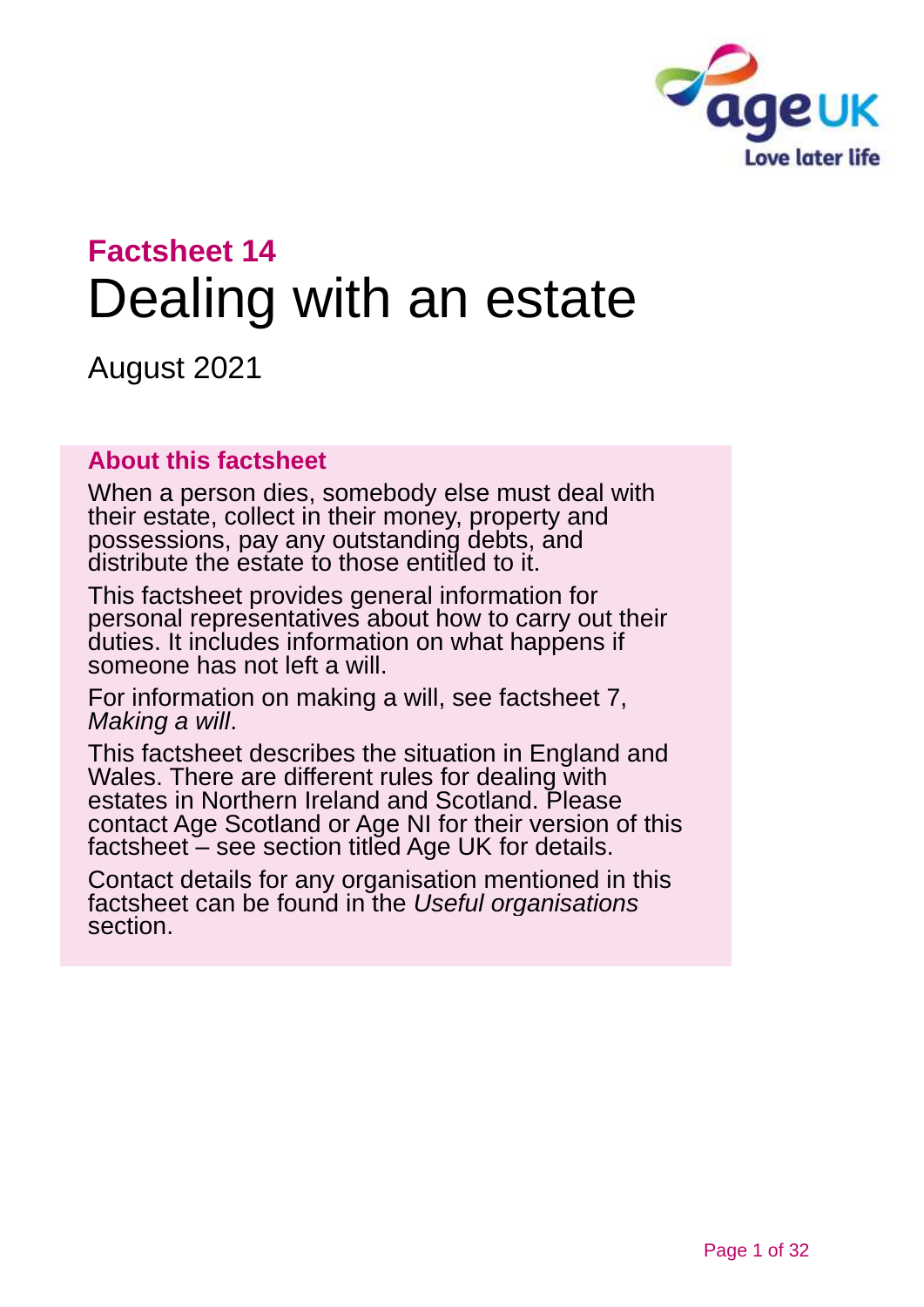## Factsheet 14

# Dealing with an estate

August 2021

### About this factsheet

When a person dies, somebody else must deal with their estate, collect in their money, property and possessions, pay any outstanding debts, and distribute the estate to those entitled to it.

This factsheet provides general information for personal representatives about how to carry out their duties. It includes information on what happens if someone has not left a will.

For information on making a will, see factsheet 7, *Making a will*.

This factsheet describes the situation in England and Wales. There are different rules for dealing with estates in Northern Ireland and Scotland. Please contact Age Scotland or Age NI for their version of this factsheet – see section titled Age UK for details.

Contact details for any organisation mentioned in this factsheet can be found in the *Useful organisations* section.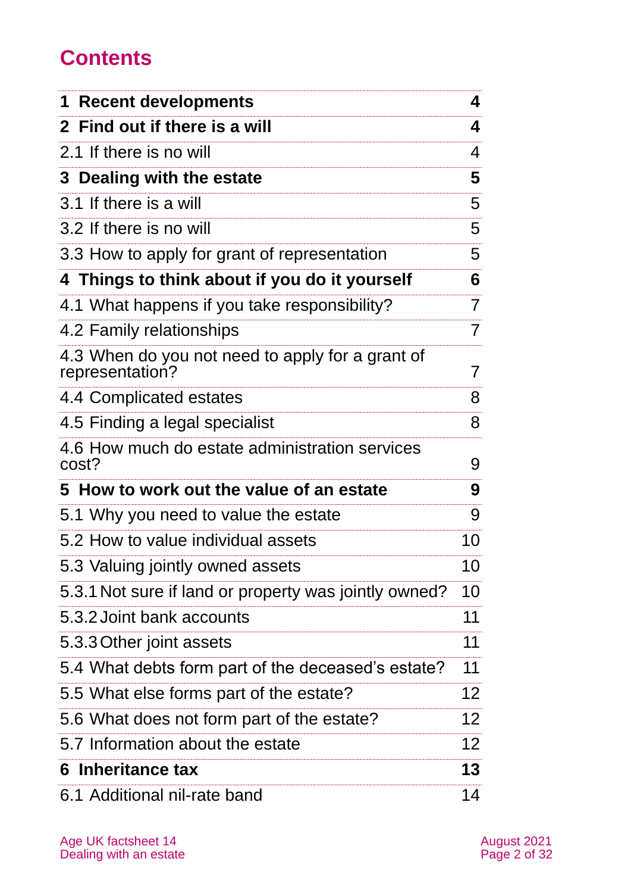## Contents

| | |
|---|---|
| **1 Recent developments** | **4** |
| **2 Find out if there is a will** | **4** |
| 2.1 If there is no will | 4 |
| **3 Dealing with the estate** | **5** |
| 3.1 If there is a will | 5 |
| 3.2 If there is no will | 5 |
| 3.3 How to apply for grant of representation | 5 |
| **4 Things to think about if you do it yourself** | **6** |
| 4.1 What happens if you take responsibility? | 7 |
| 4.2 Family relationships | 7 |
| 4.3 When do you not need to apply for a grant of representation? | 7 |
| 4.4 Complicated estates | 8 |
| 4.5 Finding a legal specialist | 8 |
| 4.6 How much do estate administration services cost? | 9 |
| **5 How to work out the value of an estate** | **9** |
| 5.1 Why you need to value the estate | 9 |
| 5.2 How to value individual assets | 10 |
| 5.3 Valuing jointly owned assets | 10 |
| 5.3.1 Not sure if land or property was jointly owned? | 10 |
| 5.3.2 Joint bank accounts | 11 |
| 5.3.3 Other joint assets | 11 |
| 5.4 What debts form part of the deceased's estate? | 11 |
| 5.5 What else forms part of the estate? | 12 |
| 5.6 What does not form part of the estate? | 12 |
| 5.7 Information about the estate | 12 |
| **6 Inheritance tax** | **13** |
| 6.1 Additional nil-rate band | 14 |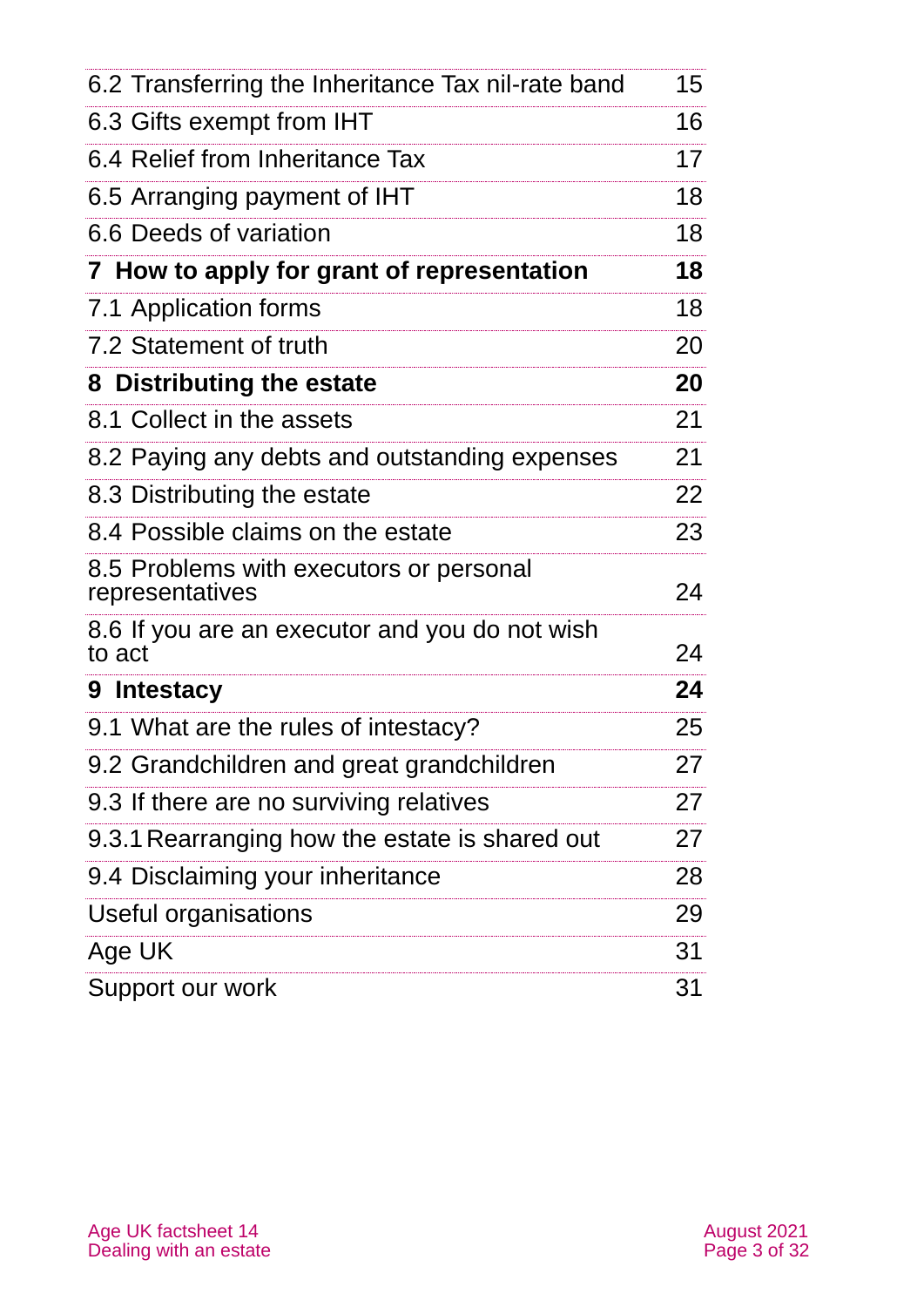| | |
|---|---|
| 6.2 Transferring the Inheritance Tax nil-rate band | 15 |
| 6.3 Gifts exempt from IHT | 16 |
| 6.4 Relief from Inheritance Tax | 17 |
| 6.5 Arranging payment of IHT | 18 |
| 6.6 Deeds of variation | 18 |
| **7 How to apply for grant of representation** | **18** |
| 7.1 Application forms | 18 |
| 7.2 Statement of truth | 20 |
| **8 Distributing the estate** | **20** |
| 8.1 Collect in the assets | 21 |
| 8.2 Paying any debts and outstanding expenses | 21 |
| 8.3 Distributing the estate | 22 |
| 8.4 Possible claims on the estate | 23 |
| 8.5 Problems with executors or personal representatives | 24 |
| 8.6 If you are an executor and you do not wish to act | 24 |
| **9 Intestacy** | **24** |
| 9.1 What are the rules of intestacy? | 25 |
| 9.2 Grandchildren and great grandchildren | 27 |
| 9.3 If there are no surviving relatives | 27 |
| 9.3.1 Rearranging how the estate is shared out | 27 |
| 9.4 Disclaiming your inheritance | 28 |
| Useful organisations | 29 |
| Age UK | 31 |
| Support our work | 31 |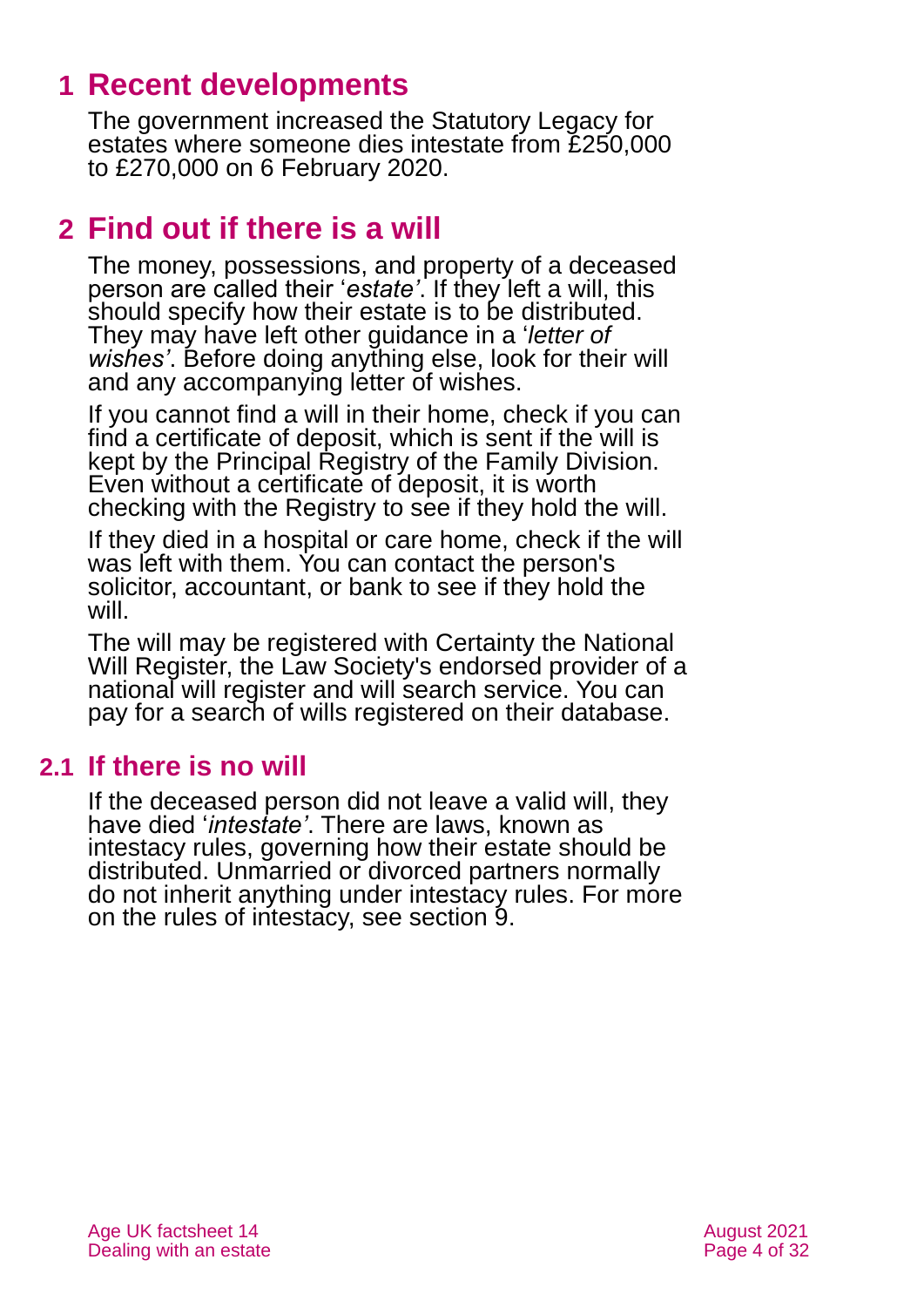# 1 Recent developments

The government increased the Statutory Legacy for estates where someone dies intestate from £250,000 to £270,000 on 6 February 2020.

# 2 Find out if there is a will

The money, possessions, and property of a deceased person are called their '*estate*'. If they left a will, this should specify how their estate is to be distributed. They may have left other guidance in a '*letter of wishes*'. Before doing anything else, look for their will and any accompanying letter of wishes.

If you cannot find a will in their home, check if you can find a certificate of deposit, which is sent if the will is kept by the Principal Registry of the Family Division. Even without a certificate of deposit, it is worth checking with the Registry to see if they hold the will.

If they died in a hospital or care home, check if the will was left with them. You can contact the person's solicitor, accountant, or bank to see if they hold the will.

The will may be registered with Certainty the National Will Register, the Law Society's endorsed provider of a national will register and will search service. You can pay for a search of wills registered on their database.

## 2.1 If there is no will

If the deceased person did not leave a valid will, they have died '*intestate*'. There are laws, known as intestacy rules, governing how their estate should be distributed. Unmarried or divorced partners normally do not inherit anything under intestacy rules. For more on the rules of intestacy, see section 9.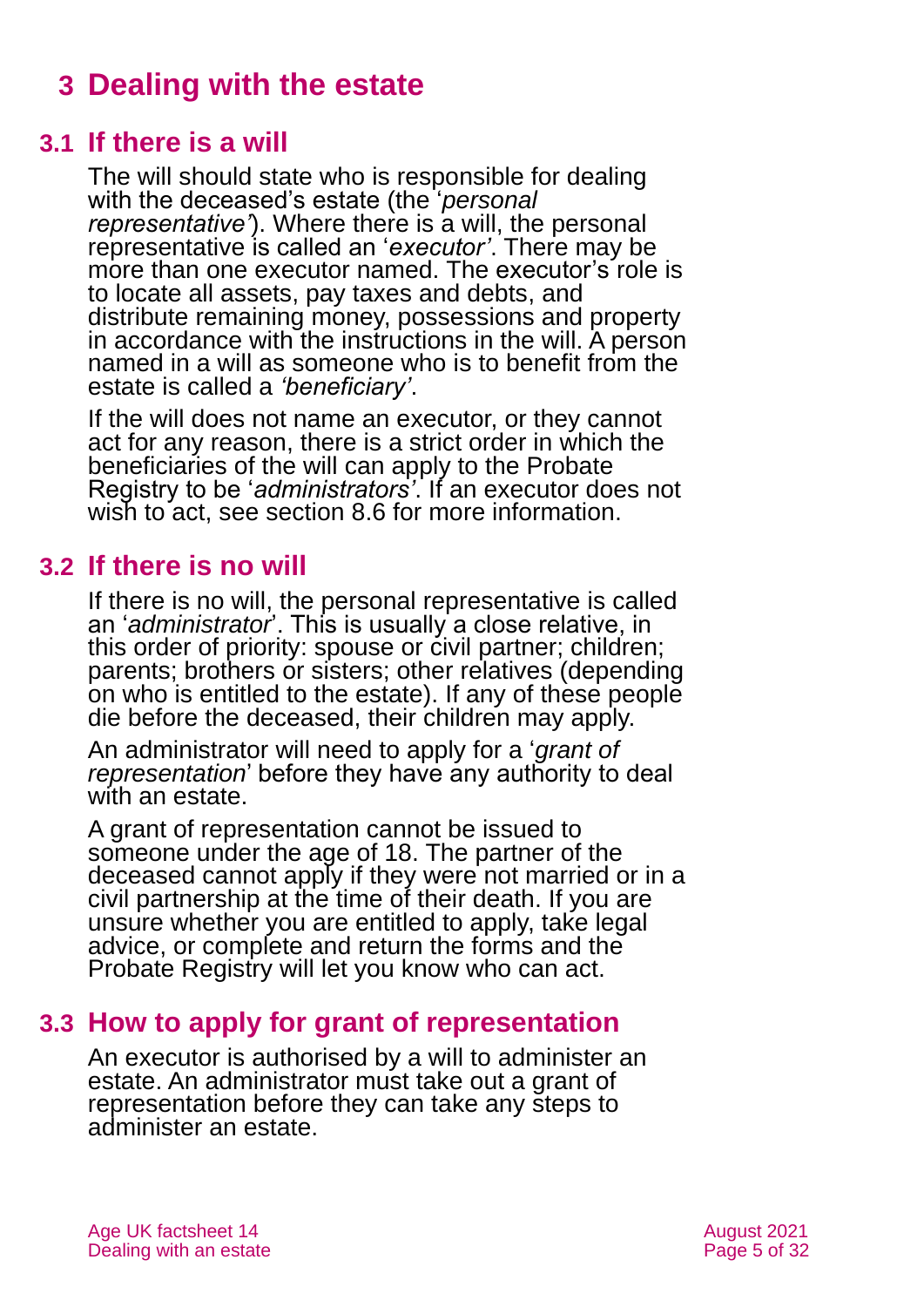# 3 Dealing with the estate

## 3.1 If there is a will

The will should state who is responsible for dealing with the deceased's estate (the '*personal representative*'). Where there is a will, the personal representative is called an '*executor*'. There may be more than one executor named. The executor's role is to locate all assets, pay taxes and debts, and distribute remaining money, possessions and property in accordance with the instructions in the will. A person named in a will as someone who is to benefit from the estate is called a *'beneficiary'*.

If the will does not name an executor, or they cannot act for any reason, there is a strict order in which the beneficiaries of the will can apply to the Probate Registry to be '*administrators*'. If an executor does not wish to act, see section 8.6 for more information.

## 3.2 If there is no will

If there is no will, the personal representative is called an '*administrator*'. This is usually a close relative, in this order of priority: spouse or civil partner; children; parents; brothers or sisters; other relatives (depending on who is entitled to the estate). If any of these people die before the deceased, their children may apply.

An administrator will need to apply for a '*grant of representation*' before they have any authority to deal with an estate.

A grant of representation cannot be issued to someone under the age of 18. The partner of the deceased cannot apply if they were not married or in a civil partnership at the time of their death. If you are unsure whether you are entitled to apply, take legal advice, or complete and return the forms and the Probate Registry will let you know who can act.

## 3.3 How to apply for grant of representation

An executor is authorised by a will to administer an estate. An administrator must take out a grant of representation before they can take any steps to administer an estate.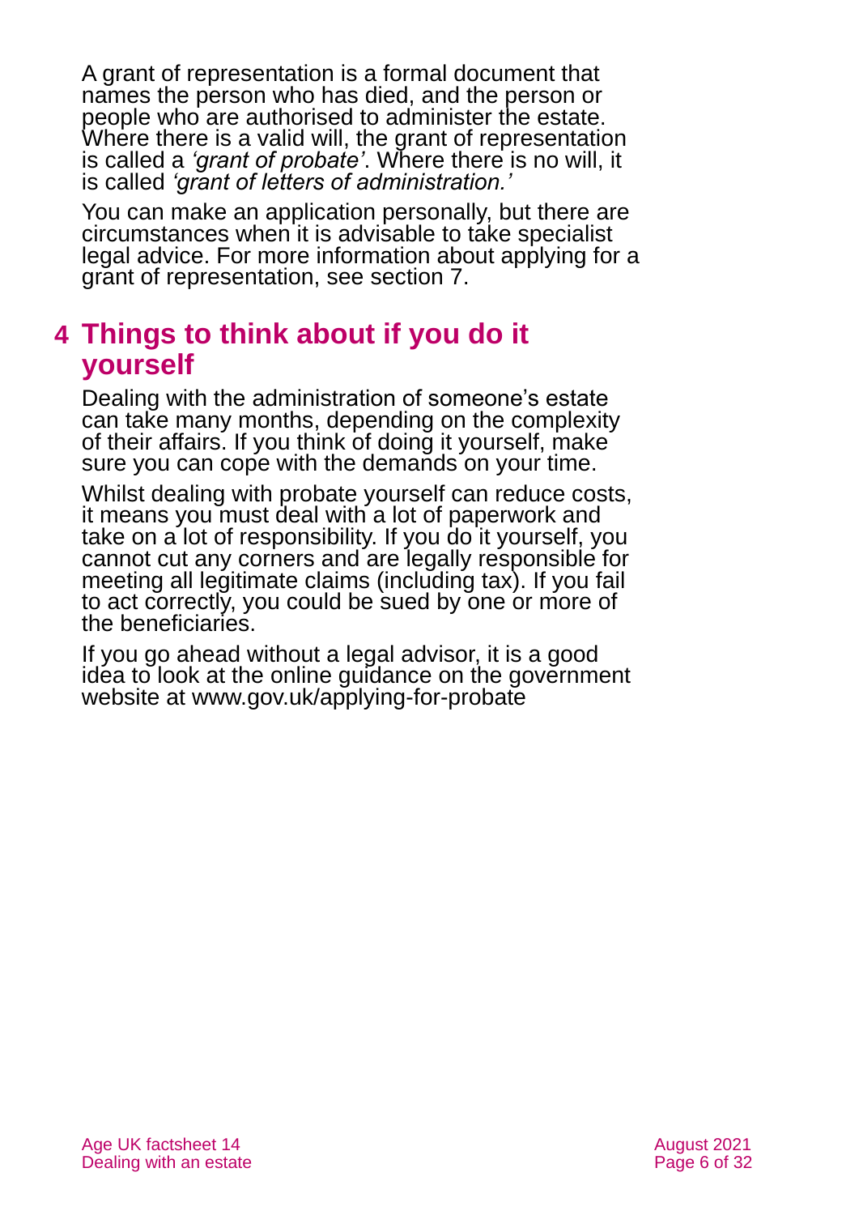A grant of representation is a formal document that names the person who has died, and the person or people who are authorised to administer the estate. Where there is a valid will, the grant of representation is called a *'grant of probate'*. Where there is no will, it is called *'grant of letters of administration.'*

You can make an application personally, but there are circumstances when it is advisable to take specialist legal advice. For more information about applying for a grant of representation, see section 7.

## 4 Things to think about if you do it yourself

Dealing with the administration of someone's estate can take many months, depending on the complexity of their affairs. If you think of doing it yourself, make sure you can cope with the demands on your time.

Whilst dealing with probate yourself can reduce costs, it means you must deal with a lot of paperwork and take on a lot of responsibility. If you do it yourself, you cannot cut any corners and are legally responsible for meeting all legitimate claims (including tax). If you fail to act correctly, you could be sued by one or more of the beneficiaries.

If you go ahead without a legal advisor, it is a good idea to look at the online guidance on the government website at www.gov.uk/applying-for-probate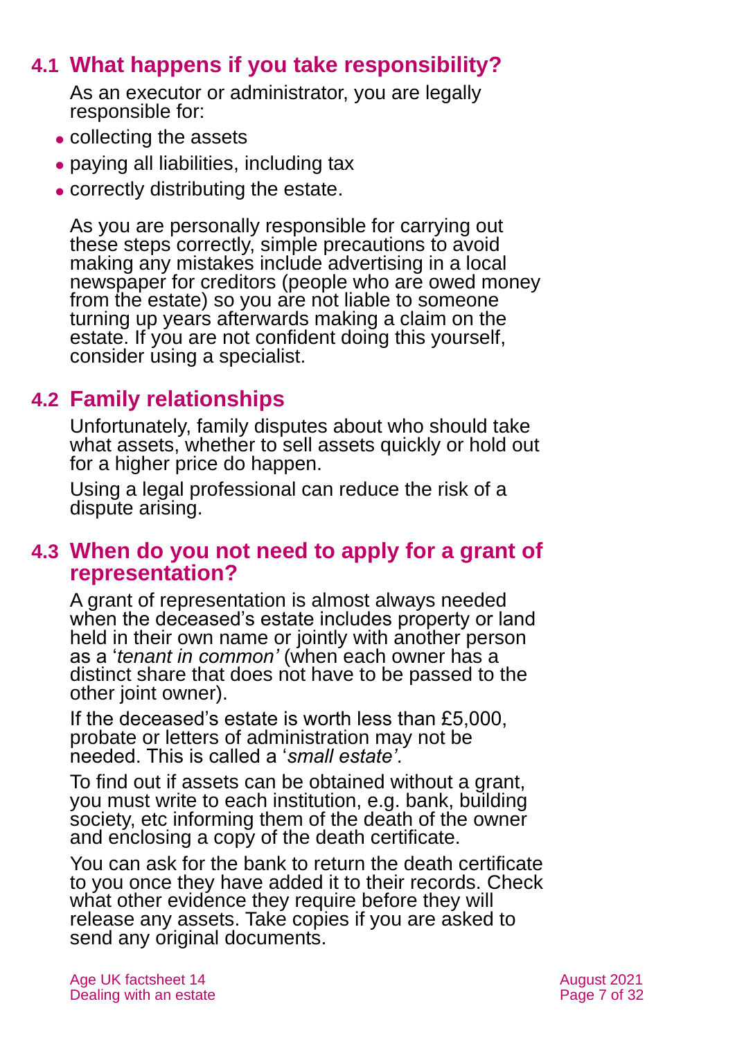## 4.1 What happens if you take responsibility?

As an executor or administrator, you are legally responsible for:

- collecting the assets
- paying all liabilities, including tax
- correctly distributing the estate.

As you are personally responsible for carrying out these steps correctly, simple precautions to avoid making any mistakes include advertising in a local newspaper for creditors (people who are owed money from the estate) so you are not liable to someone turning up years afterwards making a claim on the estate. If you are not confident doing this yourself, consider using a specialist.

## 4.2 Family relationships

Unfortunately, family disputes about who should take what assets, whether to sell assets quickly or hold out for a higher price do happen.

Using a legal professional can reduce the risk of a dispute arising.

## 4.3 When do you not need to apply for a grant of representation?

A grant of representation is almost always needed when the deceased's estate includes property or land held in their own name or jointly with another person as a '*tenant in common'* (when each owner has a distinct share that does not have to be passed to the other joint owner).

If the deceased's estate is worth less than £5,000, probate or letters of administration may not be needed. This is called a '*small estate'*.

To find out if assets can be obtained without a grant, you must write to each institution, e.g. bank, building society, etc informing them of the death of the owner and enclosing a copy of the death certificate.

You can ask for the bank to return the death certificate to you once they have added it to their records. Check what other evidence they require before they will release any assets. Take copies if you are asked to send any original documents.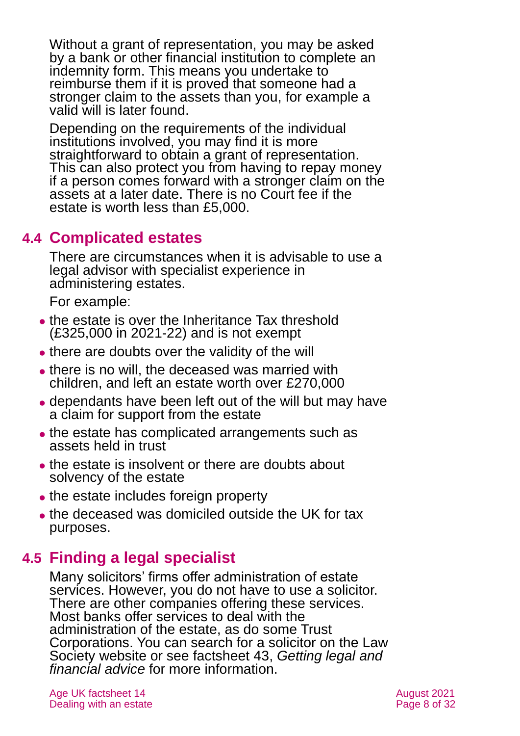Without a grant of representation, you may be asked by a bank or other financial institution to complete an indemnity form. This means you undertake to reimburse them if it is proved that someone had a stronger claim to the assets than you, for example a valid will is later found.

Depending on the requirements of the individual institutions involved, you may find it is more straightforward to obtain a grant of representation. This can also protect you from having to repay money if a person comes forward with a stronger claim on the assets at a later date. There is no Court fee if the estate is worth less than £5,000.

## 4.4 Complicated estates

There are circumstances when it is advisable to use a legal advisor with specialist experience in administering estates.

For example:

- the estate is over the Inheritance Tax threshold (£325,000 in 2021-22) and is not exempt
- there are doubts over the validity of the will
- there is no will, the deceased was married with children, and left an estate worth over £270,000
- dependants have been left out of the will but may have a claim for support from the estate
- the estate has complicated arrangements such as assets held in trust
- the estate is insolvent or there are doubts about solvency of the estate
- the estate includes foreign property
- the deceased was domiciled outside the UK for tax purposes.

## 4.5 Finding a legal specialist

Many solicitors' firms offer administration of estate services. However, you do not have to use a solicitor. There are other companies offering these services. Most banks offer services to deal with the administration of the estate, as do some Trust Corporations. You can search for a solicitor on the Law Society website or see factsheet 43, *Getting legal and financial advice* for more information.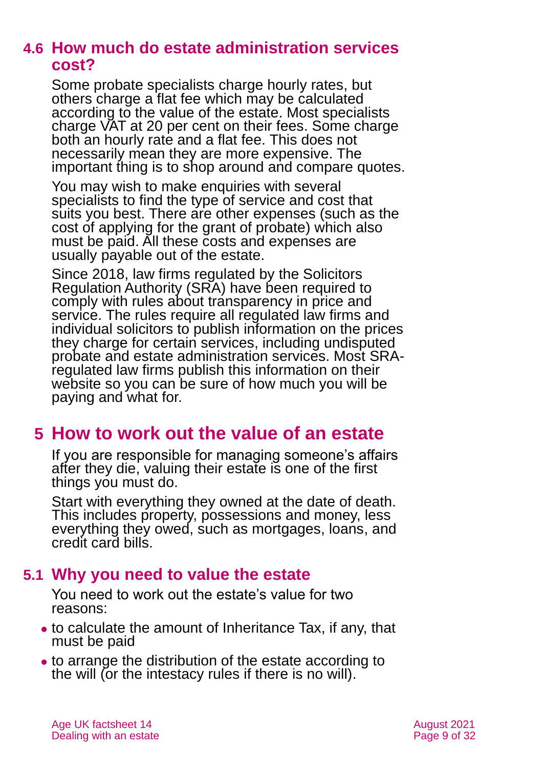### 4.6 How much do estate administration services cost?

Some probate specialists charge hourly rates, but others charge a flat fee which may be calculated according to the value of the estate. Most specialists charge VAT at 20 per cent on their fees. Some charge both an hourly rate and a flat fee. This does not necessarily mean they are more expensive. The important thing is to shop around and compare quotes.

You may wish to make enquiries with several specialists to find the type of service and cost that suits you best. There are other expenses (such as the cost of applying for the grant of probate) which also must be paid. All these costs and expenses are usually payable out of the estate.

Since 2018, law firms regulated by the Solicitors Regulation Authority (SRA) have been required to comply with rules about transparency in price and service. The rules require all regulated law firms and individual solicitors to publish information on the prices they charge for certain services, including undisputed probate and estate administration services. Most SRA-regulated law firms publish this information on their website so you can be sure of how much you will be paying and what for.

## 5 How to work out the value of an estate

If you are responsible for managing someone's affairs after they die, valuing their estate is one of the first things you must do.

Start with everything they owned at the date of death. This includes property, possessions and money, less everything they owed, such as mortgages, loans, and credit card bills.

### 5.1 Why you need to value the estate

You need to work out the estate's value for two reasons:

- to calculate the amount of Inheritance Tax, if any, that must be paid
- to arrange the distribution of the estate according to the will (or the intestacy rules if there is no will).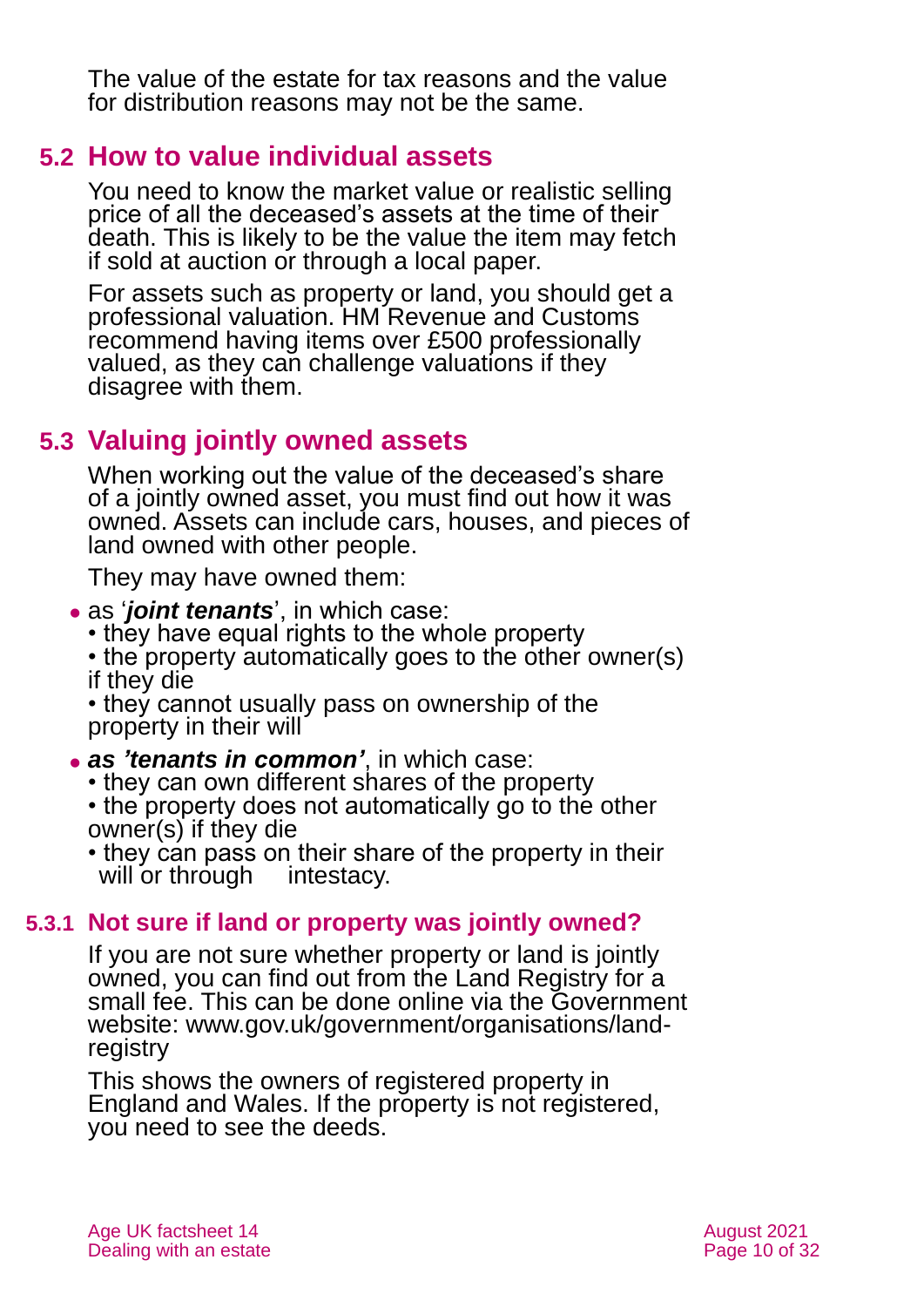The value of the estate for tax reasons and the value for distribution reasons may not be the same.

## 5.2 How to value individual assets

You need to know the market value or realistic selling price of all the deceased's assets at the time of their death. This is likely to be the value the item may fetch if sold at auction or through a local paper.

For assets such as property or land, you should get a professional valuation. HM Revenue and Customs recommend having items over £500 professionally valued, as they can challenge valuations if they disagree with them.

## 5.3 Valuing jointly owned assets

When working out the value of the deceased's share of a jointly owned asset, you must find out how it was owned. Assets can include cars, houses, and pieces of land owned with other people.

They may have owned them:

- as '***joint tenants***', in which case:
  - they have equal rights to the whole property
  - the property automatically goes to the other owner(s) if they die
  - they cannot usually pass on ownership of the property in their will
- ***as 'tenants in common'***, in which case:
  - they can own different shares of the property
  - the property does not automatically go to the other owner(s) if they die
  - they can pass on their share of the property in their will or through intestacy.

### 5.3.1 Not sure if land or property was jointly owned?

If you are not sure whether property or land is jointly owned, you can find out from the Land Registry for a small fee. This can be done online via the Government website: www.gov.uk/government/organisations/land-registry

This shows the owners of registered property in England and Wales. If the property is not registered, you need to see the deeds.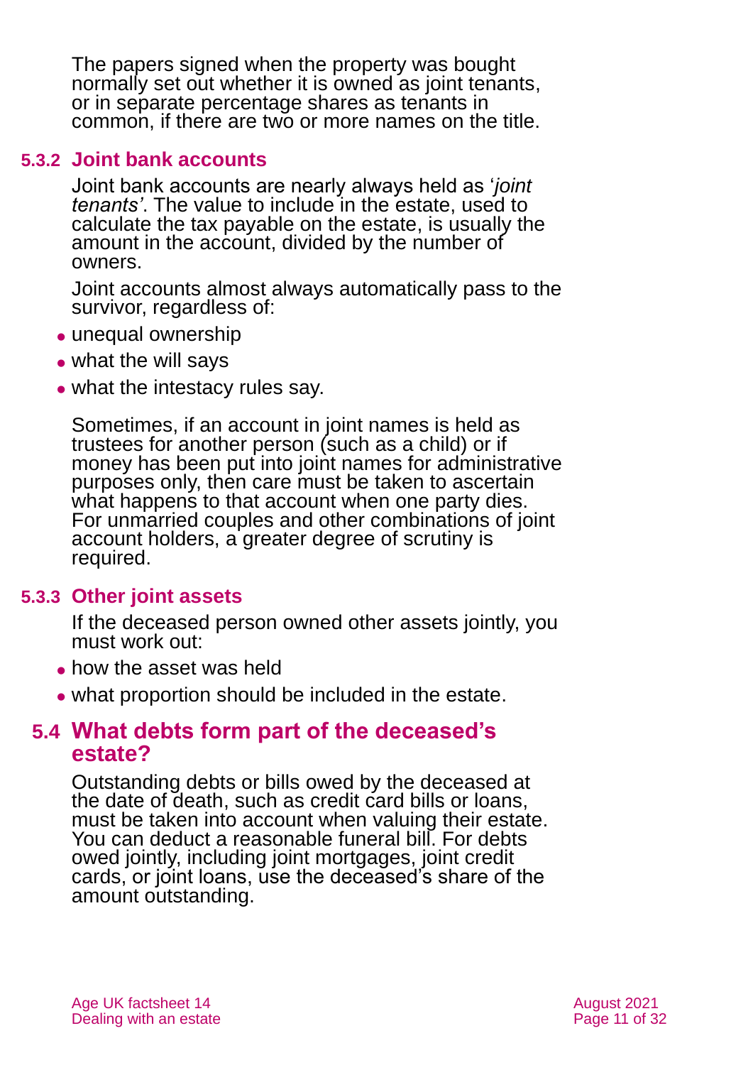The papers signed when the property was bought normally set out whether it is owned as joint tenants, or in separate percentage shares as tenants in common, if there are two or more names on the title.

### 5.3.2 Joint bank accounts

Joint bank accounts are nearly always held as '*joint tenants*'. The value to include in the estate, used to calculate the tax payable on the estate, is usually the amount in the account, divided by the number of owners.

Joint accounts almost always automatically pass to the survivor, regardless of:

- unequal ownership
- what the will says
- what the intestacy rules say.

Sometimes, if an account in joint names is held as trustees for another person (such as a child) or if money has been put into joint names for administrative purposes only, then care must be taken to ascertain what happens to that account when one party dies. For unmarried couples and other combinations of joint account holders, a greater degree of scrutiny is required.

### 5.3.3 Other joint assets

If the deceased person owned other assets jointly, you must work out:

- how the asset was held
- what proportion should be included in the estate.

## 5.4 What debts form part of the deceased's estate?

Outstanding debts or bills owed by the deceased at the date of death, such as credit card bills or loans, must be taken into account when valuing their estate. You can deduct a reasonable funeral bill. For debts owed jointly, including joint mortgages, joint credit cards, or joint loans, use the deceased's share of the amount outstanding.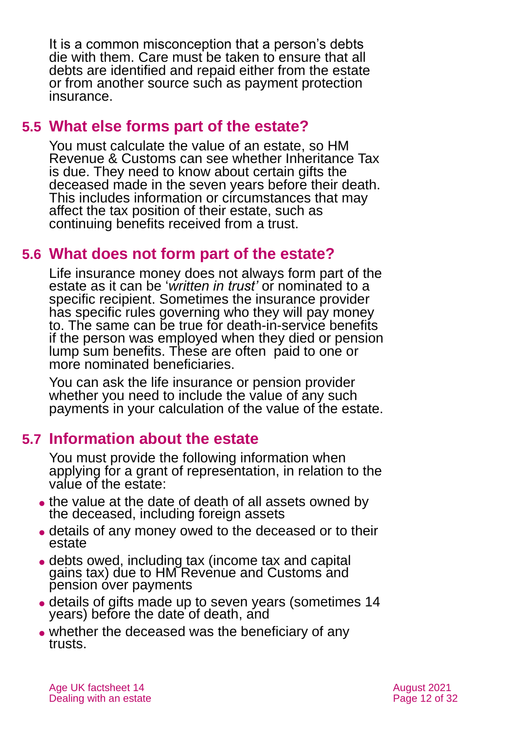It is a common misconception that a person's debts die with them. Care must be taken to ensure that all debts are identified and repaid either from the estate or from another source such as payment protection insurance.

## 5.5 What else forms part of the estate?

You must calculate the value of an estate, so HM Revenue & Customs can see whether Inheritance Tax is due. They need to know about certain gifts the deceased made in the seven years before their death. This includes information or circumstances that may affect the tax position of their estate, such as continuing benefits received from a trust.

## 5.6 What does not form part of the estate?

Life insurance money does not always form part of the estate as it can be '*written in trust'* or nominated to a specific recipient. Sometimes the insurance provider has specific rules governing who they will pay money to. The same can be true for death-in-service benefits if the person was employed when they died or pension lump sum benefits. These are often paid to one or more nominated beneficiaries.

You can ask the life insurance or pension provider whether you need to include the value of any such payments in your calculation of the value of the estate.

## 5.7 Information about the estate

You must provide the following information when applying for a grant of representation, in relation to the value of the estate:

- the value at the date of death of all assets owned by the deceased, including foreign assets
- details of any money owed to the deceased or to their estate
- debts owed, including tax (income tax and capital gains tax) due to HM Revenue and Customs and pension over payments
- details of gifts made up to seven years (sometimes 14 years) before the date of death, and
- whether the deceased was the beneficiary of any trusts.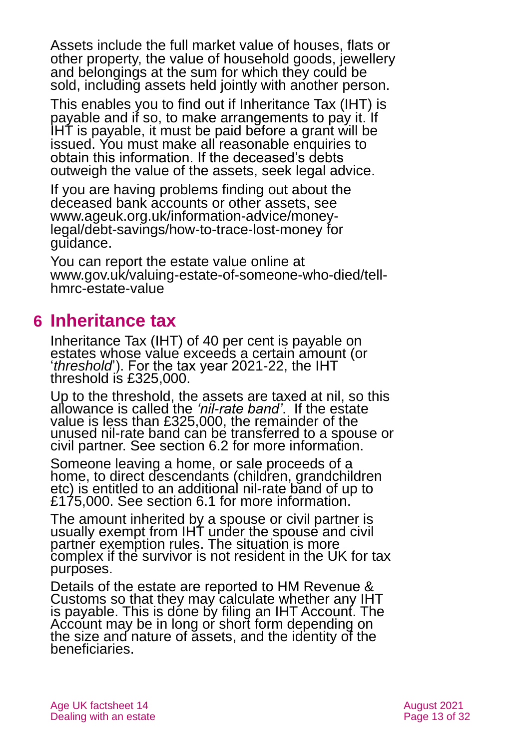Assets include the full market value of houses, flats or other property, the value of household goods, jewellery and belongings at the sum for which they could be sold, including assets held jointly with another person.

This enables you to find out if Inheritance Tax (IHT) is payable and if so, to make arrangements to pay it. If IHT is payable, it must be paid before a grant will be issued. You must make all reasonable enquiries to obtain this information. If the deceased's debts outweigh the value of the assets, seek legal advice.

If you are having problems finding out about the deceased bank accounts or other assets, see www.ageuk.org.uk/information-advice/money-legal/debt-savings/how-to-trace-lost-money for guidance.

You can report the estate value online at www.gov.uk/valuing-estate-of-someone-who-died/tell-hmrc-estate-value

# 6 Inheritance tax

Inheritance Tax (IHT) of 40 per cent is payable on estates whose value exceeds a certain amount (or '*threshold*'). For the tax year 2021-22, the IHT threshold is £325,000.

Up to the threshold, the assets are taxed at nil, so this allowance is called the *'nil-rate band'*. If the estate value is less than £325,000, the remainder of the unused nil-rate band can be transferred to a spouse or civil partner. See section 6.2 for more information.

Someone leaving a home, or sale proceeds of a home, to direct descendants (children, grandchildren etc) is entitled to an additional nil-rate band of up to £175,000. See section 6.1 for more information.

The amount inherited by a spouse or civil partner is usually exempt from IHT under the spouse and civil partner exemption rules. The situation is more complex if the survivor is not resident in the UK for tax purposes.

Details of the estate are reported to HM Revenue & Customs so that they may calculate whether any IHT is payable. This is done by filing an IHT Account. The Account may be in long or short form depending on the size and nature of assets, and the identity of the beneficiaries.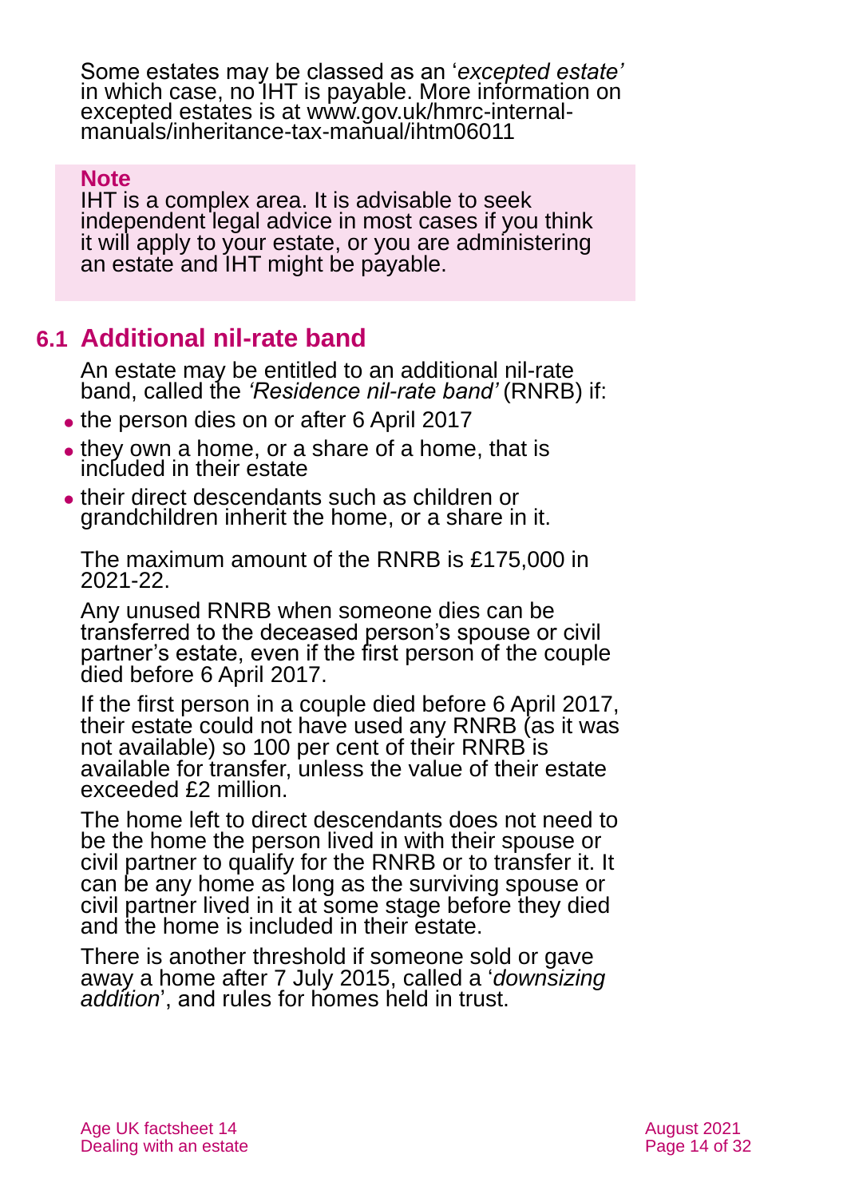Some estates may be classed as an '*excepted estate'* in which case, no IHT is payable. More information on excepted estates is at www.gov.uk/hmrc-internal-manuals/inheritance-tax-manual/ihtm06011

**Note**

IHT is a complex area. It is advisable to seek independent legal advice in most cases if you think it will apply to your estate, or you are administering an estate and IHT might be payable.

## 6.1 Additional nil-rate band

An estate may be entitled to an additional nil-rate band, called the *'Residence nil-rate band'* (RNRB) if:

- the person dies on or after 6 April 2017
- they own a home, or a share of a home, that is included in their estate
- their direct descendants such as children or grandchildren inherit the home, or a share in it.

The maximum amount of the RNRB is £175,000 in 2021-22.

Any unused RNRB when someone dies can be transferred to the deceased person's spouse or civil partner's estate, even if the first person of the couple died before 6 April 2017.

If the first person in a couple died before 6 April 2017, their estate could not have used any RNRB (as it was not available) so 100 per cent of their RNRB is available for transfer, unless the value of their estate exceeded £2 million.

The home left to direct descendants does not need to be the home the person lived in with their spouse or civil partner to qualify for the RNRB or to transfer it. It can be any home as long as the surviving spouse or civil partner lived in it at some stage before they died and the home is included in their estate.

There is another threshold if someone sold or gave away a home after 7 July 2015, called a '*downsizing addition*', and rules for homes held in trust.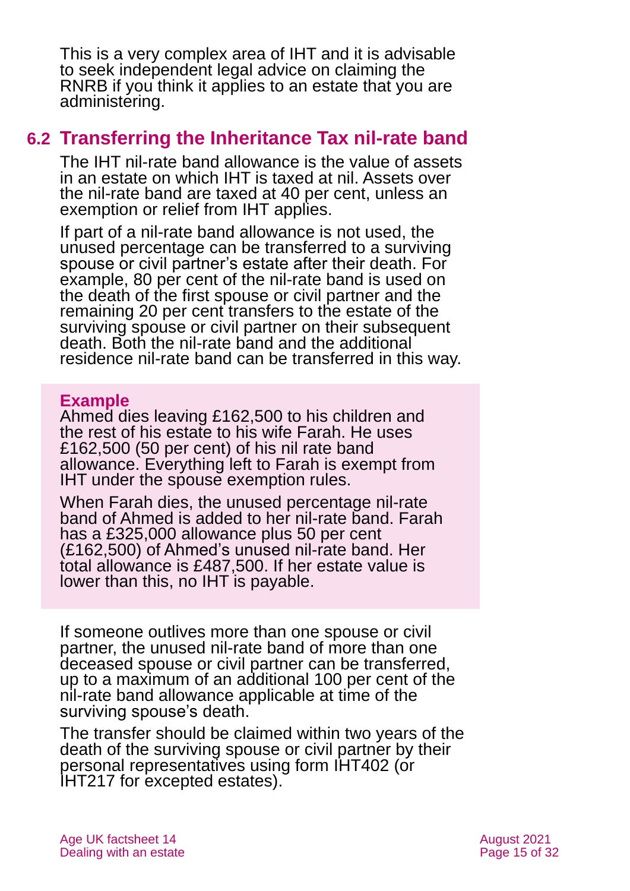This is a very complex area of IHT and it is advisable to seek independent legal advice on claiming the RNRB if you think it applies to an estate that you are administering.

## 6.2 Transferring the Inheritance Tax nil-rate band

The IHT nil-rate band allowance is the value of assets in an estate on which IHT is taxed at nil. Assets over the nil-rate band are taxed at 40 per cent, unless an exemption or relief from IHT applies.

If part of a nil-rate band allowance is not used, the unused percentage can be transferred to a surviving spouse or civil partner's estate after their death. For example, 80 per cent of the nil-rate band is used on the death of the first spouse or civil partner and the remaining 20 per cent transfers to the estate of the surviving spouse or civil partner on their subsequent death. Both the nil-rate band and the additional residence nil-rate band can be transferred in this way.

**Example**

Ahmed dies leaving £162,500 to his children and the rest of his estate to his wife Farah. He uses £162,500 (50 per cent) of his nil rate band allowance. Everything left to Farah is exempt from IHT under the spouse exemption rules.

When Farah dies, the unused percentage nil-rate band of Ahmed is added to her nil-rate band. Farah has a £325,000 allowance plus 50 per cent (£162,500) of Ahmed's unused nil-rate band. Her total allowance is £487,500. If her estate value is lower than this, no IHT is payable.

If someone outlives more than one spouse or civil partner, the unused nil-rate band of more than one deceased spouse or civil partner can be transferred, up to a maximum of an additional 100 per cent of the nil-rate band allowance applicable at time of the surviving spouse's death.

The transfer should be claimed within two years of the death of the surviving spouse or civil partner by their personal representatives using form IHT402 (or IHT217 for excepted estates).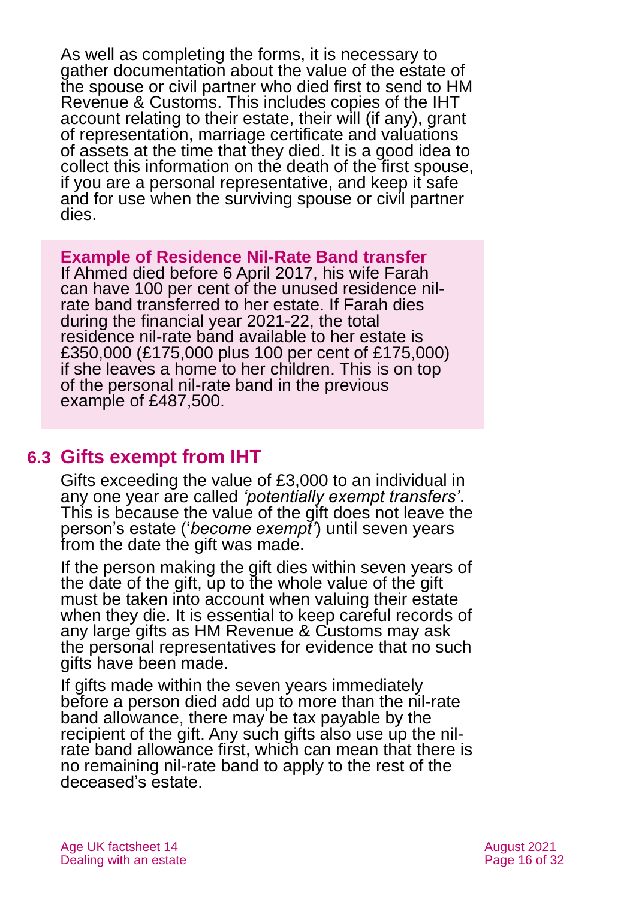As well as completing the forms, it is necessary to gather documentation about the value of the estate of the spouse or civil partner who died first to send to HM Revenue & Customs. This includes copies of the IHT account relating to their estate, their will (if any), grant of representation, marriage certificate and valuations of assets at the time that they died. It is a good idea to collect this information on the death of the first spouse, if you are a personal representative, and keep it safe and for use when the surviving spouse or civil partner dies.

**Example of Residence Nil-Rate Band transfer**

If Ahmed died before 6 April 2017, his wife Farah can have 100 per cent of the unused residence nil-rate band transferred to her estate. If Farah dies during the financial year 2021-22, the total residence nil-rate band available to her estate is £350,000 (£175,000 plus 100 per cent of £175,000) if she leaves a home to her children. This is on top of the personal nil-rate band in the previous example of £487,500.

## 6.3 Gifts exempt from IHT

Gifts exceeding the value of £3,000 to an individual in any one year are called *'potentially exempt transfers'*. This is because the value of the gift does not leave the person's estate ('*become exempt*') until seven years from the date the gift was made.

If the person making the gift dies within seven years of the date of the gift, up to the whole value of the gift must be taken into account when valuing their estate when they die. It is essential to keep careful records of any large gifts as HM Revenue & Customs may ask the personal representatives for evidence that no such gifts have been made.

If gifts made within the seven years immediately before a person died add up to more than the nil-rate band allowance, there may be tax payable by the recipient of the gift. Any such gifts also use up the nil-rate band allowance first, which can mean that there is no remaining nil-rate band to apply to the rest of the deceased's estate.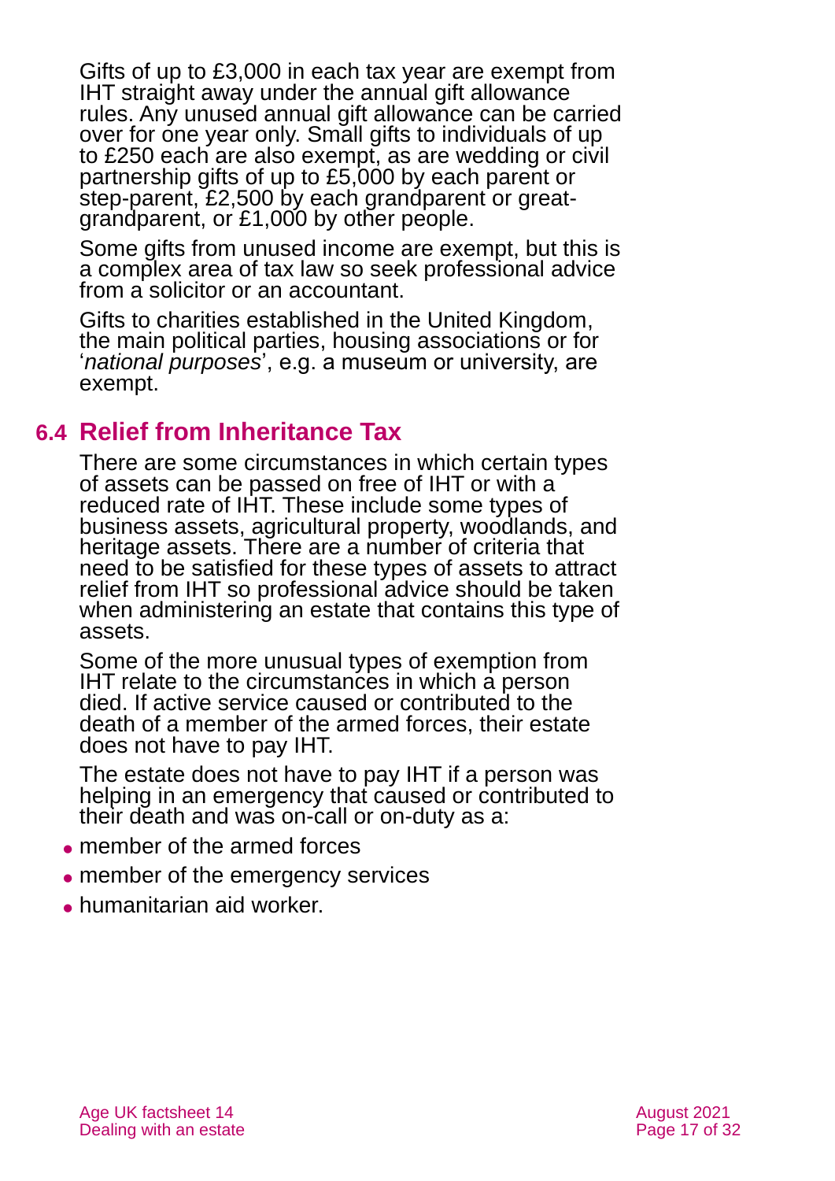Gifts of up to £3,000 in each tax year are exempt from IHT straight away under the annual gift allowance rules. Any unused annual gift allowance can be carried over for one year only. Small gifts to individuals of up to £250 each are also exempt, as are wedding or civil partnership gifts of up to £5,000 by each parent or step-parent, £2,500 by each grandparent or great-grandparent, or £1,000 by other people.

Some gifts from unused income are exempt, but this is a complex area of tax law so seek professional advice from a solicitor or an accountant.

Gifts to charities established in the United Kingdom, the main political parties, housing associations or for '*national purposes*', e.g. a museum or university, are exempt.

## 6.4 Relief from Inheritance Tax

There are some circumstances in which certain types of assets can be passed on free of IHT or with a reduced rate of IHT. These include some types of business assets, agricultural property, woodlands, and heritage assets. There are a number of criteria that need to be satisfied for these types of assets to attract relief from IHT so professional advice should be taken when administering an estate that contains this type of assets.

Some of the more unusual types of exemption from IHT relate to the circumstances in which a person died. If active service caused or contributed to the death of a member of the armed forces, their estate does not have to pay IHT.

The estate does not have to pay IHT if a person was helping in an emergency that caused or contributed to their death and was on-call or on-duty as a:

- member of the armed forces
- member of the emergency services
- humanitarian aid worker.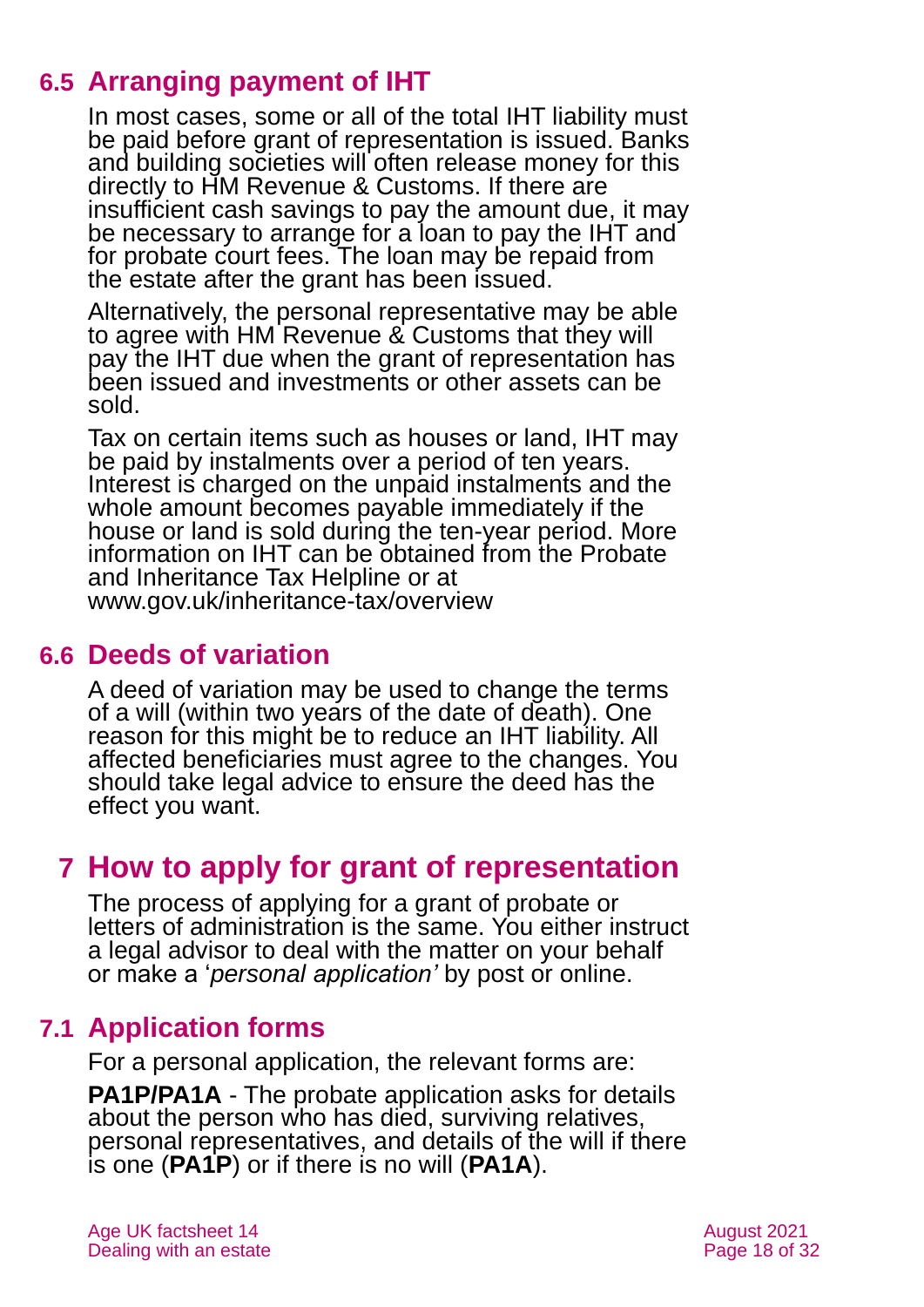## 6.5 Arranging payment of IHT

In most cases, some or all of the total IHT liability must be paid before grant of representation is issued. Banks and building societies will often release money for this directly to HM Revenue & Customs. If there are insufficient cash savings to pay the amount due, it may be necessary to arrange for a loan to pay the IHT and for probate court fees. The loan may be repaid from the estate after the grant has been issued.

Alternatively, the personal representative may be able to agree with HM Revenue & Customs that they will pay the IHT due when the grant of representation has been issued and investments or other assets can be sold.

Tax on certain items such as houses or land, IHT may be paid by instalments over a period of ten years. Interest is charged on the unpaid instalments and the whole amount becomes payable immediately if the house or land is sold during the ten-year period. More information on IHT can be obtained from the Probate and Inheritance Tax Helpline or at www.gov.uk/inheritance-tax/overview

## 6.6 Deeds of variation

A deed of variation may be used to change the terms of a will (within two years of the date of death). One reason for this might be to reduce an IHT liability. All affected beneficiaries must agree to the changes. You should take legal advice to ensure the deed has the effect you want.

# 7 How to apply for grant of representation

The process of applying for a grant of probate or letters of administration is the same. You either instruct a legal advisor to deal with the matter on your behalf or make a '*personal application'* by post or online.

## 7.1 Application forms

For a personal application, the relevant forms are:

**PA1P/PA1A** - The probate application asks for details about the person who has died, surviving relatives, personal representatives, and details of the will if there is one (**PA1P**) or if there is no will (**PA1A**).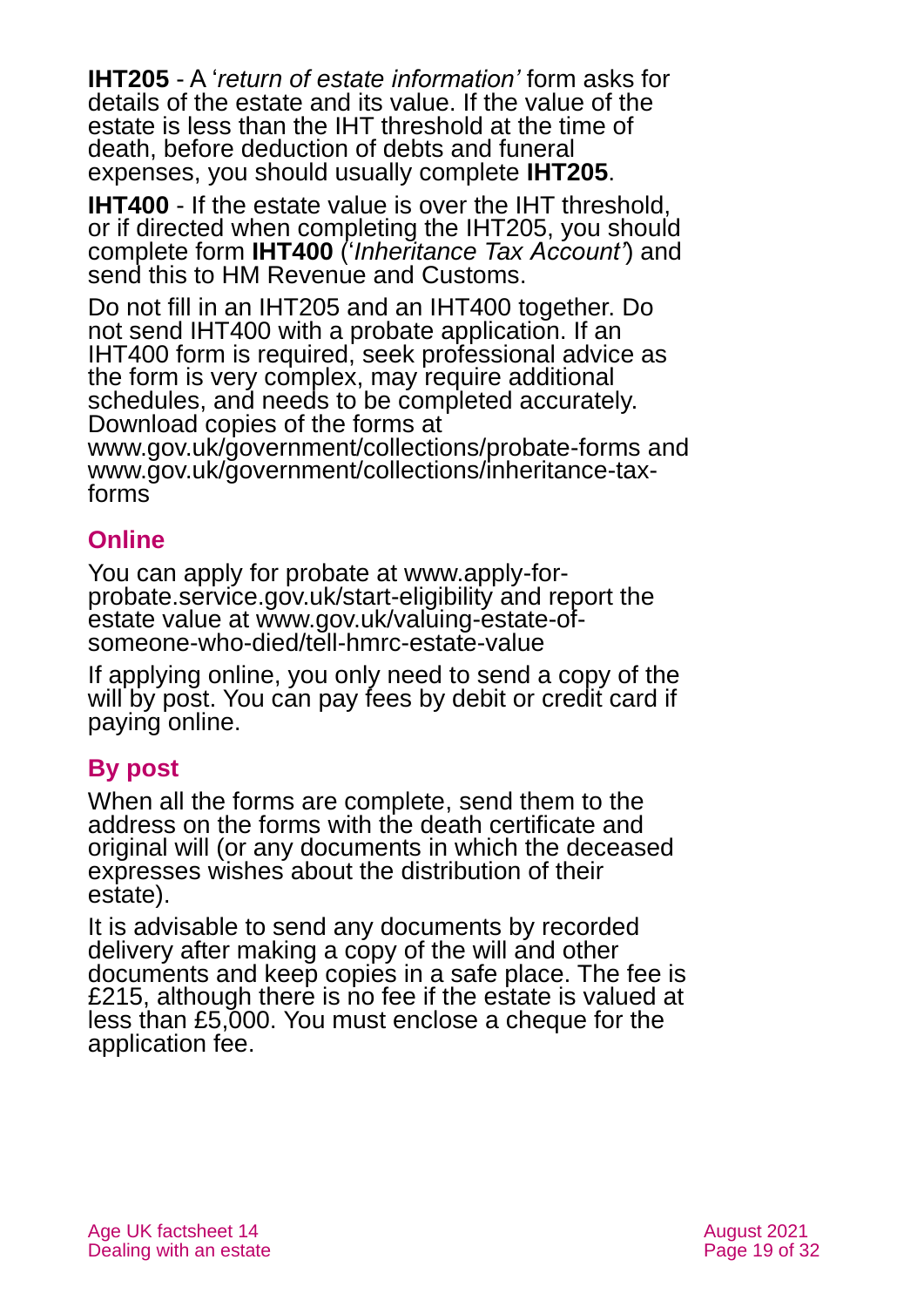**IHT205** - A '*return of estate information'* form asks for details of the estate and its value. If the value of the estate is less than the IHT threshold at the time of death, before deduction of debts and funeral expenses, you should usually complete **IHT205**.

**IHT400** - If the estate value is over the IHT threshold, or if directed when completing the IHT205, you should complete form **IHT400** ('*Inheritance Tax Account'*) and send this to HM Revenue and Customs.

Do not fill in an IHT205 and an IHT400 together. Do not send IHT400 with a probate application. If an IHT400 form is required, seek professional advice as the form is very complex, may require additional schedules, and needs to be completed accurately. Download copies of the forms at www.gov.uk/government/collections/probate-forms and www.gov.uk/government/collections/inheritance-tax-forms

## Online

You can apply for probate at www.apply-for-probate.service.gov.uk/start-eligibility and report the estate value at www.gov.uk/valuing-estate-of-someone-who-died/tell-hmrc-estate-value

If applying online, you only need to send a copy of the will by post. You can pay fees by debit or credit card if paying online.

## By post

When all the forms are complete, send them to the address on the forms with the death certificate and original will (or any documents in which the deceased expresses wishes about the distribution of their estate).

It is advisable to send any documents by recorded delivery after making a copy of the will and other documents and keep copies in a safe place. The fee is £215, although there is no fee if the estate is valued at less than £5,000. You must enclose a cheque for the application fee.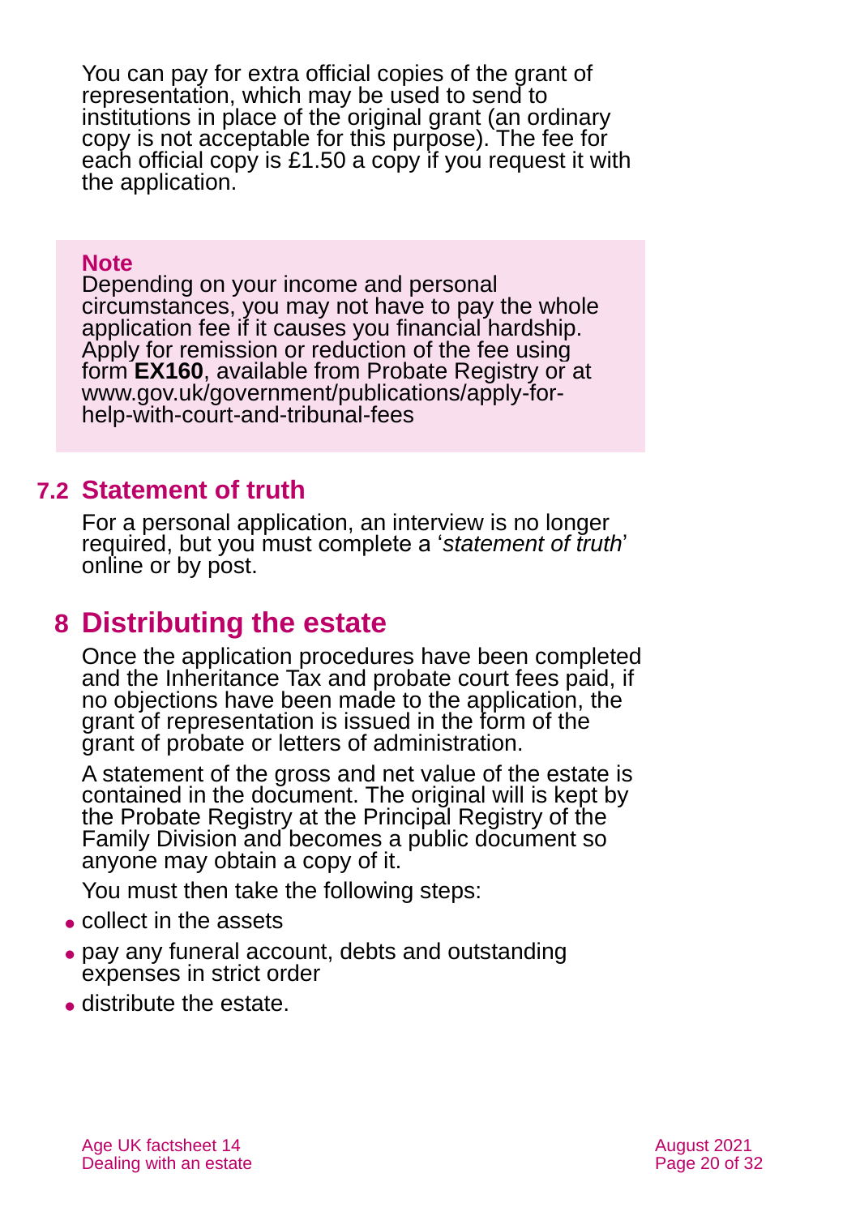You can pay for extra official copies of the grant of representation, which may be used to send to institutions in place of the original grant (an ordinary copy is not acceptable for this purpose). The fee for each official copy is £1.50 a copy if you request it with the application.

**Note**

Depending on your income and personal circumstances, you may not have to pay the whole application fee if it causes you financial hardship. Apply for remission or reduction of the fee using form **EX160**, available from Probate Registry or at www.gov.uk/government/publications/apply-for-help-with-court-and-tribunal-fees

## 7.2 Statement of truth

For a personal application, an interview is no longer required, but you must complete a '*statement of truth*' online or by post.

# 8 Distributing the estate

Once the application procedures have been completed and the Inheritance Tax and probate court fees paid, if no objections have been made to the application, the grant of representation is issued in the form of the grant of probate or letters of administration.

A statement of the gross and net value of the estate is contained in the document. The original will is kept by the Probate Registry at the Principal Registry of the Family Division and becomes a public document so anyone may obtain a copy of it.

You must then take the following steps:

- collect in the assets
- pay any funeral account, debts and outstanding expenses in strict order
- distribute the estate.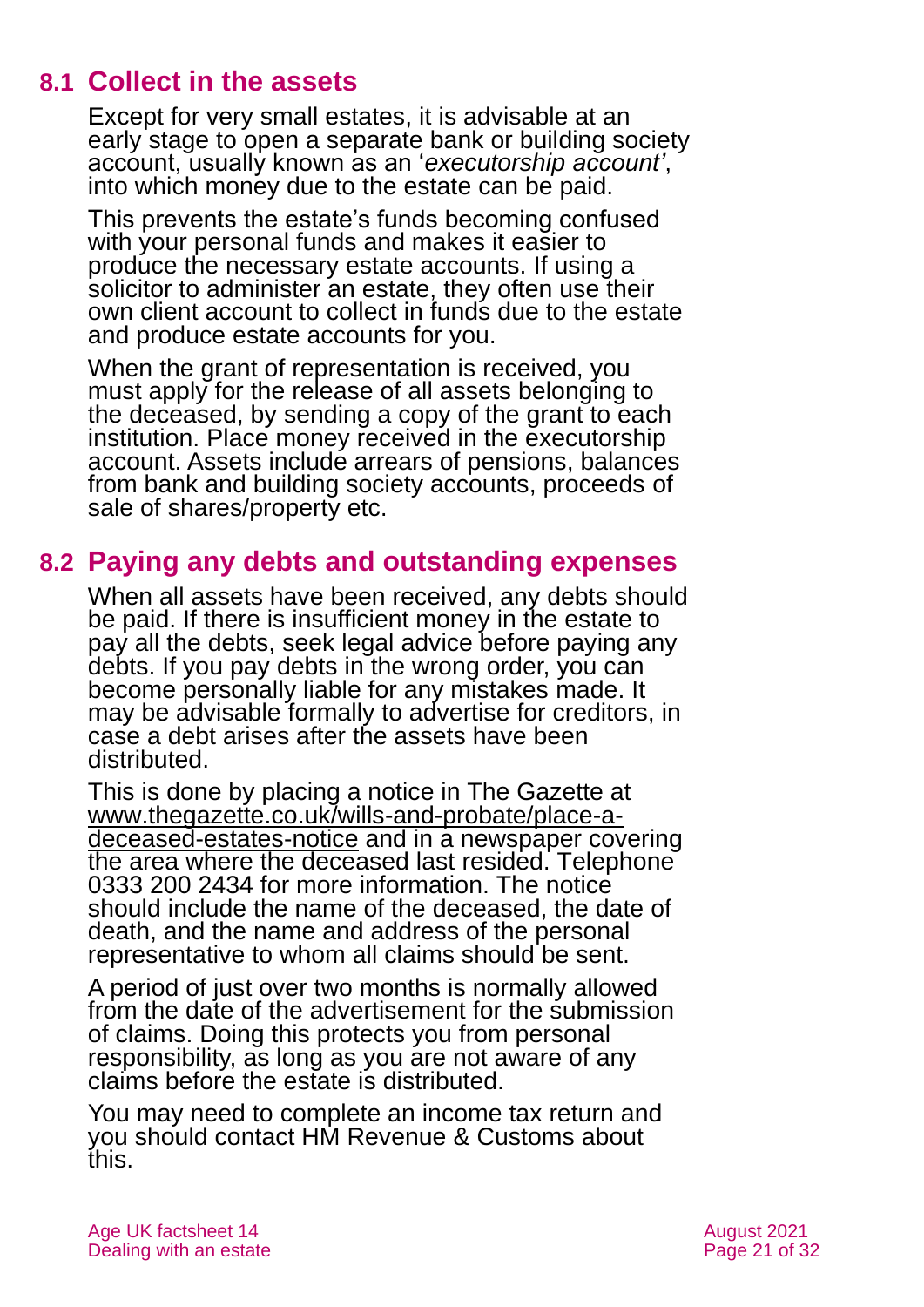## 8.1 Collect in the assets

Except for very small estates, it is advisable at an early stage to open a separate bank or building society account, usually known as an '*executorship account'*, into which money due to the estate can be paid.

This prevents the estate's funds becoming confused with your personal funds and makes it easier to produce the necessary estate accounts. If using a solicitor to administer an estate, they often use their own client account to collect in funds due to the estate and produce estate accounts for you.

When the grant of representation is received, you must apply for the release of all assets belonging to the deceased, by sending a copy of the grant to each institution. Place money received in the executorship account. Assets include arrears of pensions, balances from bank and building society accounts, proceeds of sale of shares/property etc.

## 8.2 Paying any debts and outstanding expenses

When all assets have been received, any debts should be paid. If there is insufficient money in the estate to pay all the debts, seek legal advice before paying any debts. If you pay debts in the wrong order, you can become personally liable for any mistakes made. It may be advisable formally to advertise for creditors, in case a debt arises after the assets have been distributed.

This is done by placing a notice in The Gazette at [www.thegazette.co.uk/wills-and-probate/place-a-deceased-estates-notice](www.thegazette.co.uk/wills-and-probate/place-a-deceased-estates-notice) and in a newspaper covering the area where the deceased last resided. Telephone 0333 200 2434 for more information. The notice should include the name of the deceased, the date of death, and the name and address of the personal representative to whom all claims should be sent.

A period of just over two months is normally allowed from the date of the advertisement for the submission of claims. Doing this protects you from personal responsibility, as long as you are not aware of any claims before the estate is distributed.

You may need to complete an income tax return and you should contact HM Revenue & Customs about this.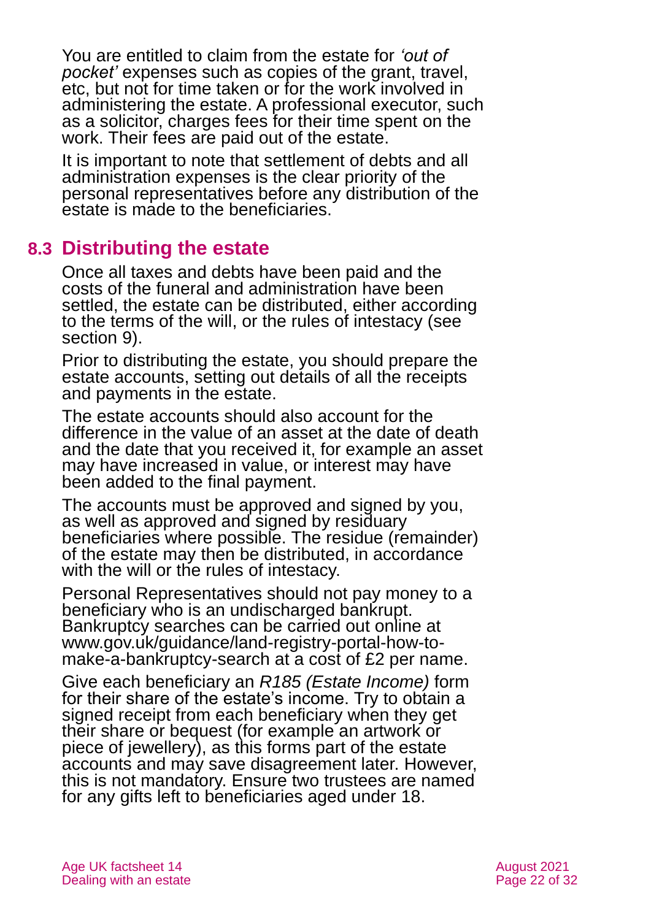You are entitled to claim from the estate for *'out of pocket'* expenses such as copies of the grant, travel, etc, but not for time taken or for the work involved in administering the estate. A professional executor, such as a solicitor, charges fees for their time spent on the work. Their fees are paid out of the estate.

It is important to note that settlement of debts and all administration expenses is the clear priority of the personal representatives before any distribution of the estate is made to the beneficiaries.

## 8.3 Distributing the estate

Once all taxes and debts have been paid and the costs of the funeral and administration have been settled, the estate can be distributed, either according to the terms of the will, or the rules of intestacy (see section 9).

Prior to distributing the estate, you should prepare the estate accounts, setting out details of all the receipts and payments in the estate.

The estate accounts should also account for the difference in the value of an asset at the date of death and the date that you received it, for example an asset may have increased in value, or interest may have been added to the final payment.

The accounts must be approved and signed by you, as well as approved and signed by residuary beneficiaries where possible. The residue (remainder) of the estate may then be distributed, in accordance with the will or the rules of intestacy.

Personal Representatives should not pay money to a beneficiary who is an undischarged bankrupt. Bankruptcy searches can be carried out online at www.gov.uk/guidance/land-registry-portal-how-to-make-a-bankruptcy-search at a cost of £2 per name.

Give each beneficiary an *R185 (Estate Income)* form for their share of the estate's income. Try to obtain a signed receipt from each beneficiary when they get their share or bequest (for example an artwork or piece of jewellery), as this forms part of the estate accounts and may save disagreement later. However, this is not mandatory. Ensure two trustees are named for any gifts left to beneficiaries aged under 18.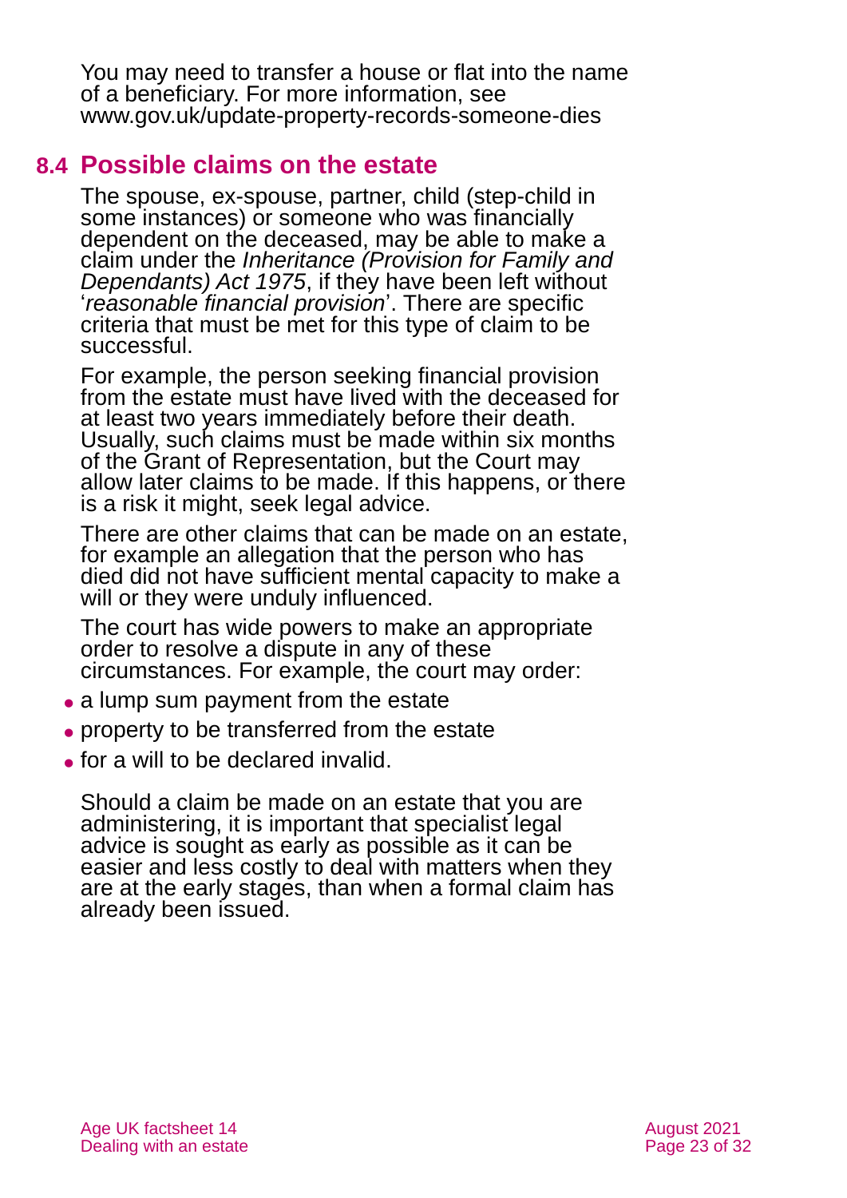You may need to transfer a house or flat into the name of a beneficiary. For more information, see www.gov.uk/update-property-records-someone-dies

## 8.4 Possible claims on the estate

The spouse, ex-spouse, partner, child (step-child in some instances) or someone who was financially dependent on the deceased, may be able to make a claim under the *Inheritance (Provision for Family and Dependants) Act 1975*, if they have been left without '*reasonable financial provision*'. There are specific criteria that must be met for this type of claim to be successful.

For example, the person seeking financial provision from the estate must have lived with the deceased for at least two years immediately before their death. Usually, such claims must be made within six months of the Grant of Representation, but the Court may allow later claims to be made. If this happens, or there is a risk it might, seek legal advice.

There are other claims that can be made on an estate, for example an allegation that the person who has died did not have sufficient mental capacity to make a will or they were unduly influenced.

The court has wide powers to make an appropriate order to resolve a dispute in any of these circumstances. For example, the court may order:

- a lump sum payment from the estate
- property to be transferred from the estate
- for a will to be declared invalid.

Should a claim be made on an estate that you are administering, it is important that specialist legal advice is sought as early as possible as it can be easier and less costly to deal with matters when they are at the early stages, than when a formal claim has already been issued.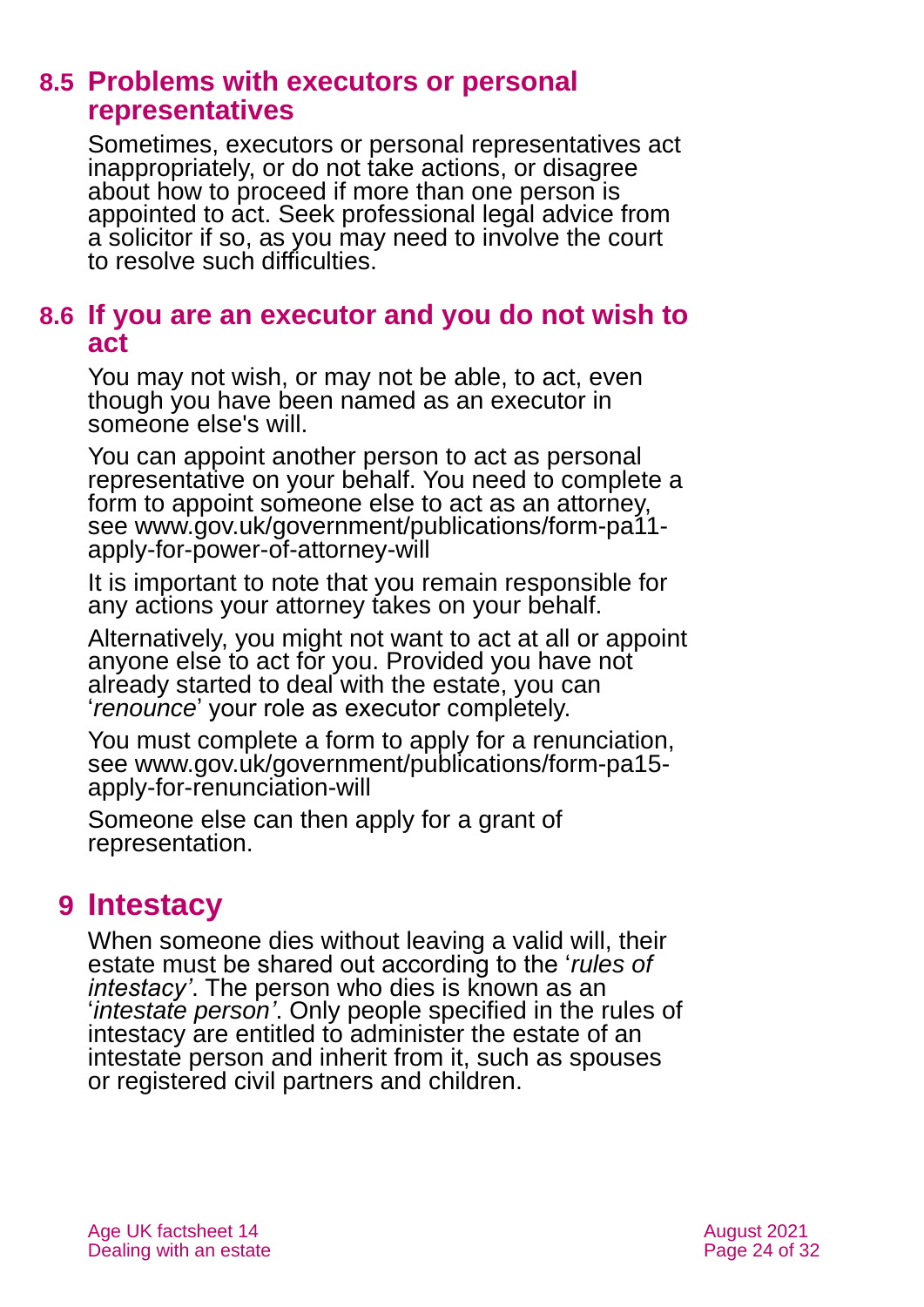## 8.5 Problems with executors or personal representatives

Sometimes, executors or personal representatives act inappropriately, or do not take actions, or disagree about how to proceed if more than one person is appointed to act. Seek professional legal advice from a solicitor if so, as you may need to involve the court to resolve such difficulties.

## 8.6 If you are an executor and you do not wish to act

You may not wish, or may not be able, to act, even though you have been named as an executor in someone else's will.

You can appoint another person to act as personal representative on your behalf. You need to complete a form to appoint someone else to act as an attorney, see www.gov.uk/government/publications/form-pa11-apply-for-power-of-attorney-will

It is important to note that you remain responsible for any actions your attorney takes on your behalf.

Alternatively, you might not want to act at all or appoint anyone else to act for you. Provided you have not already started to deal with the estate, you can '*renounce*' your role as executor completely.

You must complete a form to apply for a renunciation, see www.gov.uk/government/publications/form-pa15-apply-for-renunciation-will

Someone else can then apply for a grant of representation.

# 9 Intestacy

When someone dies without leaving a valid will, their estate must be shared out according to the '*rules of intestacy*'. The person who dies is known as an '*intestate person*'. Only people specified in the rules of intestacy are entitled to administer the estate of an intestate person and inherit from it, such as spouses or registered civil partners and children.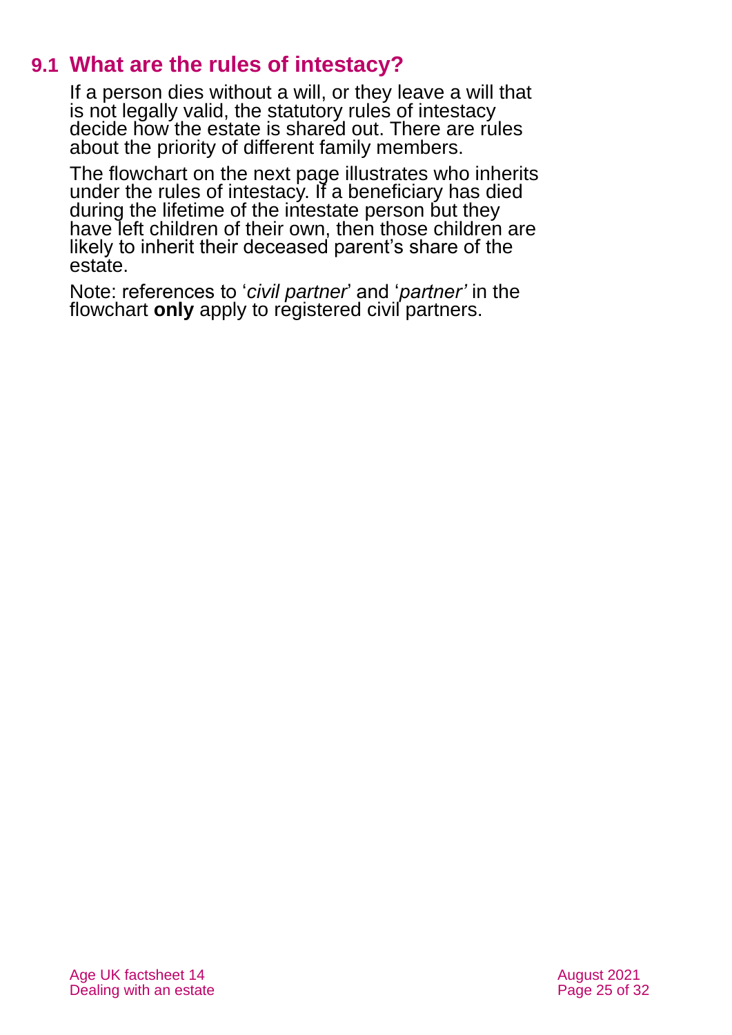## 9.1 What are the rules of intestacy?

If a person dies without a will, or they leave a will that is not legally valid, the statutory rules of intestacy decide how the estate is shared out. There are rules about the priority of different family members.

The flowchart on the next page illustrates who inherits under the rules of intestacy. If a beneficiary has died during the lifetime of the intestate person but they have left children of their own, then those children are likely to inherit their deceased parent's share of the estate.

Note: references to '*civil partner*' and '*partner'* in the flowchart **only** apply to registered civil partners.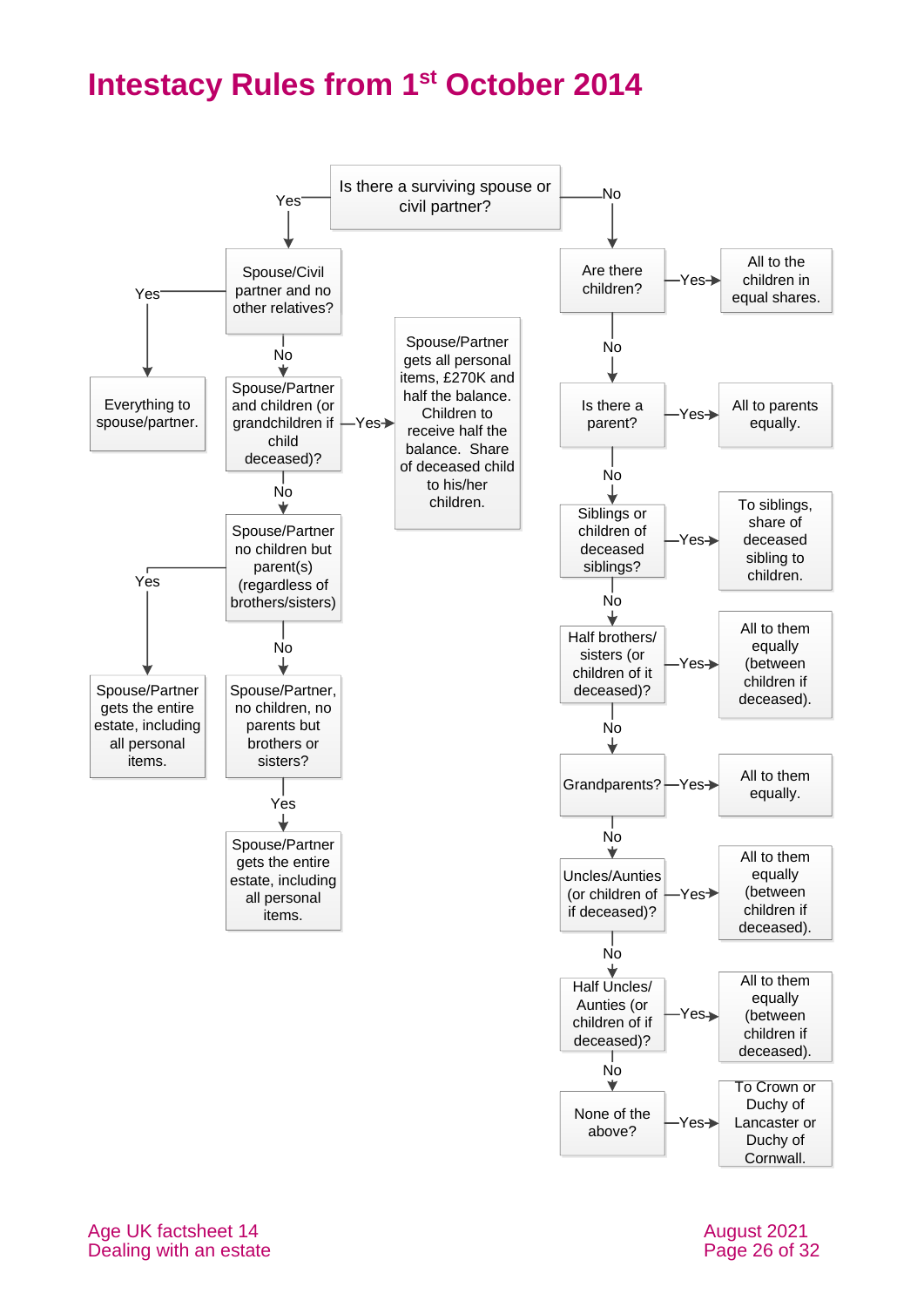# Intestacy Rules from 1st October 2014

**Is there a surviving spouse or civil partner?**

**Yes:**

- Spouse/Civil partner and no other relatives?
  - Yes → Everything to spouse/partner.
  - No → Spouse/Partner and children (or grandchildren if child deceased)?
    - Yes → Spouse/Partner gets all personal items, £270K and half the balance. Children to receive half the balance. Share of deceased child to his/her children.
    - No → Spouse/Partner no children but parent(s) (regardless of brothers/sisters)
      - Yes → Spouse/Partner gets the entire estate, including all personal items.
      - No → Spouse/Partner, no children, no parents but brothers or sisters?
        - Yes → Spouse/Partner gets the entire estate, including all personal items.

**No:**

- Are there children?
  - Yes → All to the children in equal shares.
  - No → Is there a parent?
    - Yes → All to parents equally.
    - No → Siblings or children of deceased siblings?
      - Yes → To siblings, share of deceased sibling to children.
      - No → Half brothers/sisters (or children of it deceased)?
        - Yes → All to them equally (between children if deceased).
        - No → Grandparents?
          - Yes → All to them equally.
          - No → Uncles/Aunties (or children of if deceased)?
            - Yes → All to them equally (between children if deceased).
            - No → Half Uncles/Aunties (or children of if deceased)?
              - Yes → All to them equally (between children if deceased).
              - No → None of the above?
                - Yes → To Crown or Duchy of Lancaster or Duchy of Cornwall.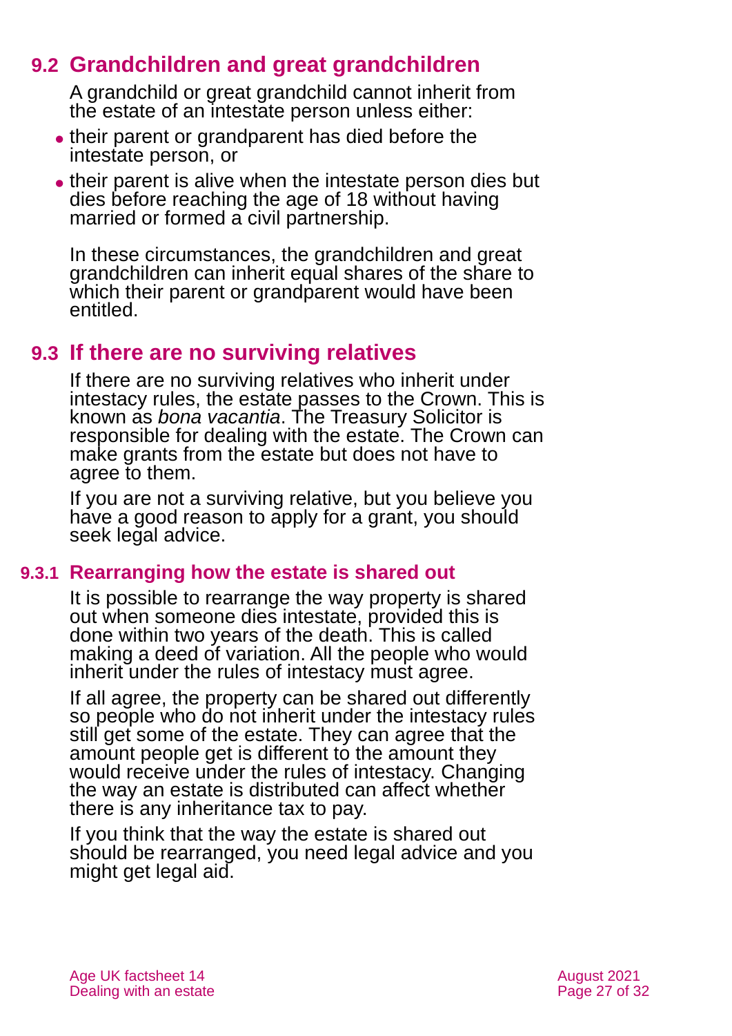## 9.2 Grandchildren and great grandchildren

A grandchild or great grandchild cannot inherit from the estate of an intestate person unless either:

- their parent or grandparent has died before the intestate person, or
- their parent is alive when the intestate person dies but dies before reaching the age of 18 without having married or formed a civil partnership.

In these circumstances, the grandchildren and great grandchildren can inherit equal shares of the share to which their parent or grandparent would have been entitled.

## 9.3 If there are no surviving relatives

If there are no surviving relatives who inherit under intestacy rules, the estate passes to the Crown. This is known as *bona vacantia*. The Treasury Solicitor is responsible for dealing with the estate. The Crown can make grants from the estate but does not have to agree to them.

If you are not a surviving relative, but you believe you have a good reason to apply for a grant, you should seek legal advice.

### 9.3.1 Rearranging how the estate is shared out

It is possible to rearrange the way property is shared out when someone dies intestate, provided this is done within two years of the death. This is called making a deed of variation. All the people who would inherit under the rules of intestacy must agree.

If all agree, the property can be shared out differently so people who do not inherit under the intestacy rules still get some of the estate. They can agree that the amount people get is different to the amount they would receive under the rules of intestacy. Changing the way an estate is distributed can affect whether there is any inheritance tax to pay.

If you think that the way the estate is shared out should be rearranged, you need legal advice and you might get legal aid.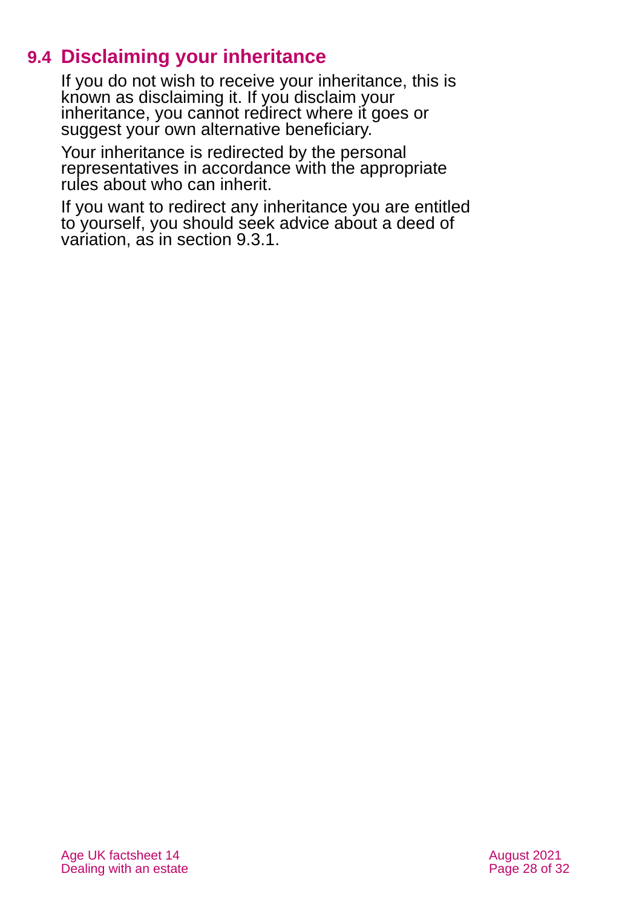## 9.4 Disclaiming your inheritance

If you do not wish to receive your inheritance, this is known as disclaiming it. If you disclaim your inheritance, you cannot redirect where it goes or suggest your own alternative beneficiary.

Your inheritance is redirected by the personal representatives in accordance with the appropriate rules about who can inherit.

If you want to redirect any inheritance you are entitled to yourself, you should seek advice about a deed of variation, as in section 9.3.1.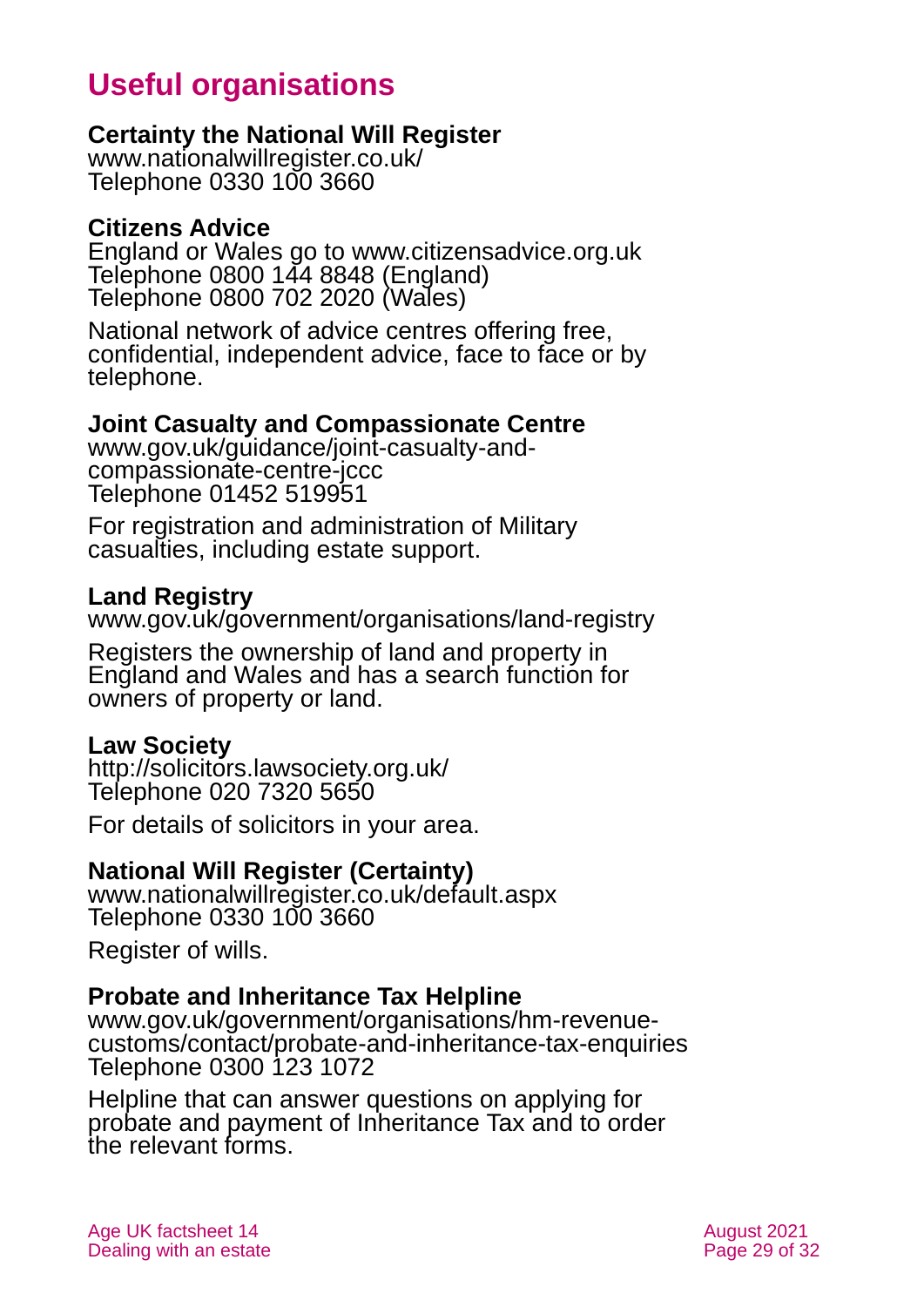# Useful organisations

**Certainty the National Will Register**
www.nationalwillregister.co.uk/
Telephone 0330 100 3660

**Citizens Advice**
England or Wales go to www.citizensadvice.org.uk
Telephone 0800 144 8848 (England)
Telephone 0800 702 2020 (Wales)

National network of advice centres offering free, confidential, independent advice, face to face or by telephone.

**Joint Casualty and Compassionate Centre**
www.gov.uk/guidance/joint-casualty-and-compassionate-centre-jccc
Telephone 01452 519951

For registration and administration of Military casualties, including estate support.

**Land Registry**
www.gov.uk/government/organisations/land-registry

Registers the ownership of land and property in England and Wales and has a search function for owners of property or land.

**Law Society**
http://solicitors.lawsociety.org.uk/
Telephone 020 7320 5650

For details of solicitors in your area.

**National Will Register (Certainty)**
www.nationalwillregister.co.uk/default.aspx
Telephone 0330 100 3660

Register of wills.

**Probate and Inheritance Tax Helpline**
www.gov.uk/government/organisations/hm-revenue-customs/contact/probate-and-inheritance-tax-enquiries
Telephone 0300 123 1072

Helpline that can answer questions on applying for probate and payment of Inheritance Tax and to order the relevant forms.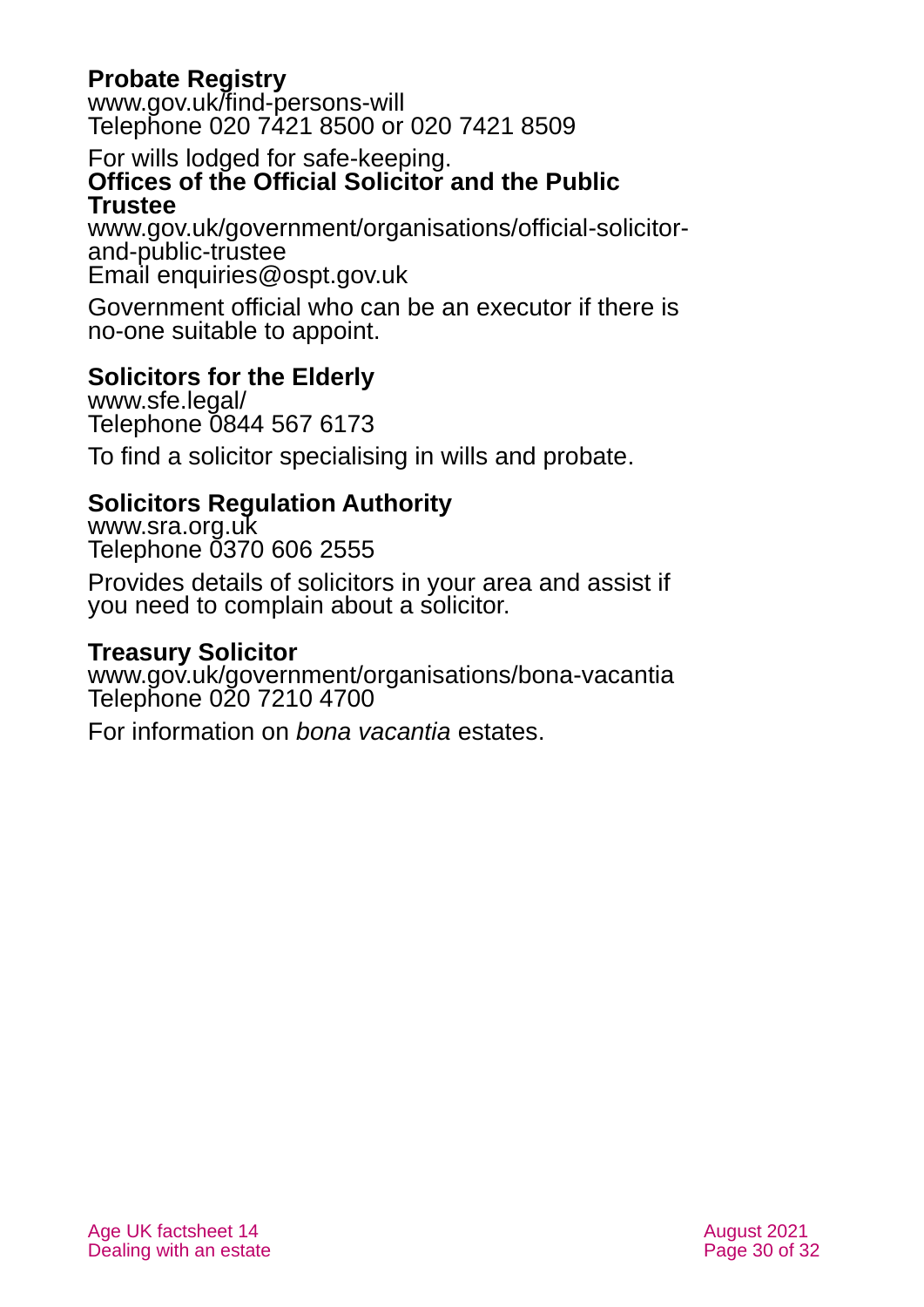**Probate Registry**
www.gov.uk/find-persons-will
Telephone 020 7421 8500 or 020 7421 8509

For wills lodged for safe-keeping.

**Offices of the Official Solicitor and the Public Trustee**
www.gov.uk/government/organisations/official-solicitor-and-public-trustee
Email enquiries@ospt.gov.uk

Government official who can be an executor if there is no-one suitable to appoint.

**Solicitors for the Elderly**
www.sfe.legal/
Telephone 0844 567 6173

To find a solicitor specialising in wills and probate.

**Solicitors Regulation Authority**
www.sra.org.uk
Telephone 0370 606 2555

Provides details of solicitors in your area and assist if you need to complain about a solicitor.

**Treasury Solicitor**
www.gov.uk/government/organisations/bona-vacantia
Telephone 020 7210 4700

For information on *bona vacantia* estates.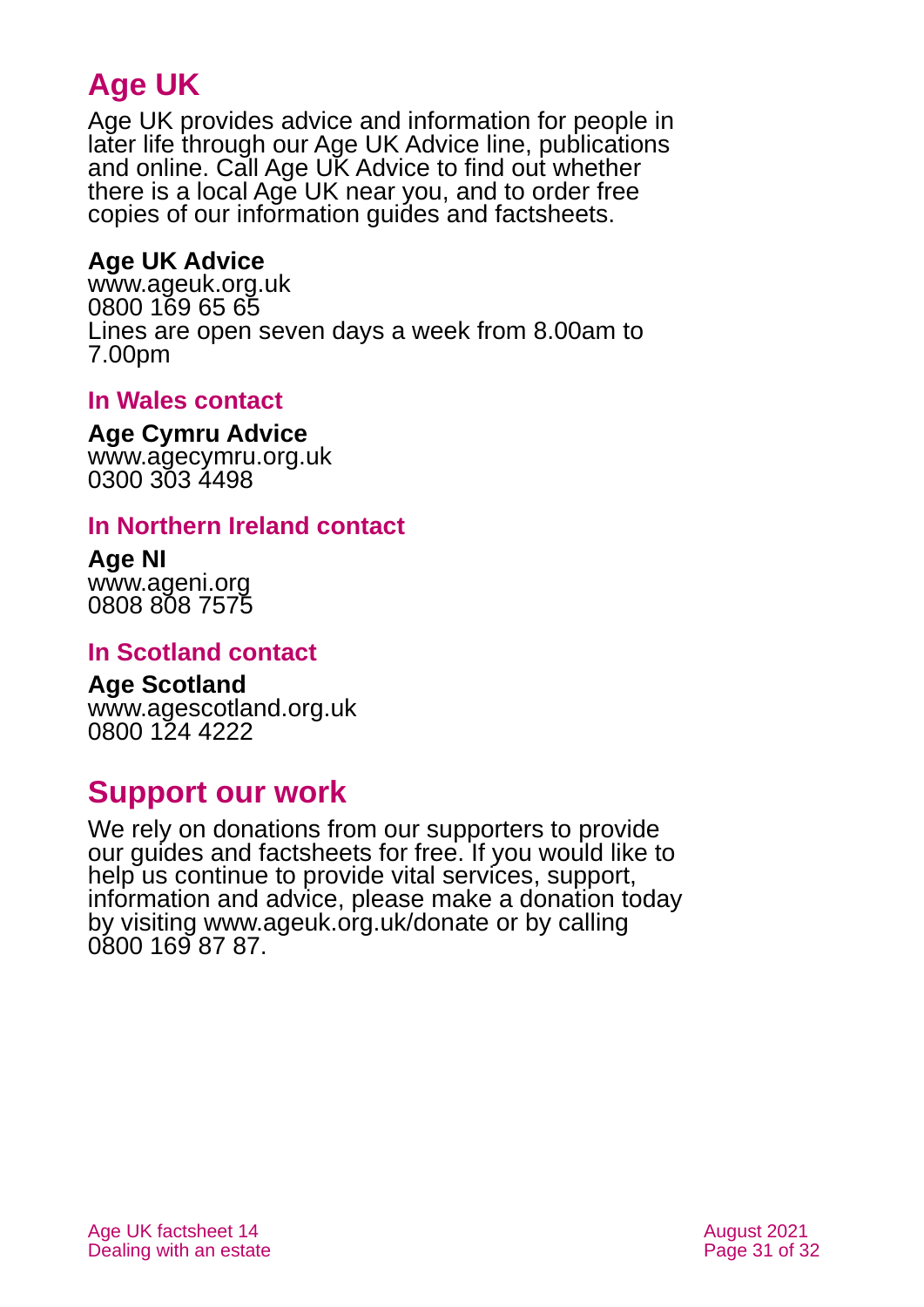## Age UK

Age UK provides advice and information for people in later life through our Age UK Advice line, publications and online. Call Age UK Advice to find out whether there is a local Age UK near you, and to order free copies of our information guides and factsheets.

**Age UK Advice**
www.ageuk.org.uk
0800 169 65 65
Lines are open seven days a week from 8.00am to 7.00pm

### In Wales contact

**Age Cymru Advice**
www.agecymru.org.uk
0300 303 4498

### In Northern Ireland contact

**Age NI**
www.ageni.org
0808 808 7575

### In Scotland contact

**Age Scotland**
www.agescotland.org.uk
0800 124 4222

## Support our work

We rely on donations from our supporters to provide our guides and factsheets for free. If you would like to help us continue to provide vital services, support, information and advice, please make a donation today by visiting www.ageuk.org.uk/donate or by calling 0800 169 87 87.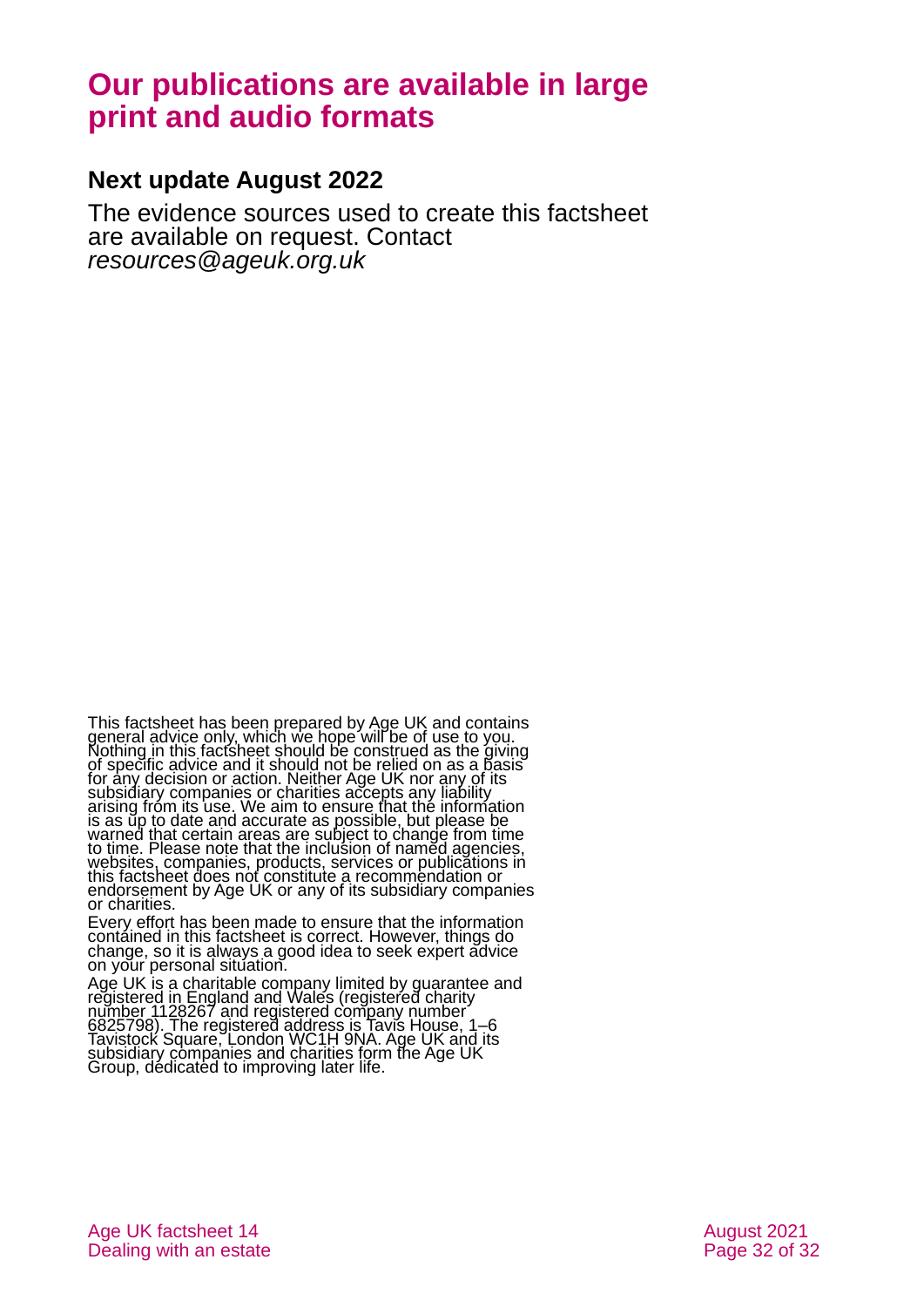# Our publications are available in large print and audio formats

## Next update August 2022

The evidence sources used to create this factsheet are available on request. Contact *resources@ageuk.org.uk*

This factsheet has been prepared by Age UK and contains general advice only, which we hope will be of use to you. Nothing in this factsheet should be construed as the giving of specific advice and it should not be relied on as a basis for any decision or action. Neither Age UK nor any of its subsidiary companies or charities accepts any liability arising from its use. We aim to ensure that the information is as up to date and accurate as possible, but please be warned that certain areas are subject to change from time to time. Please note that the inclusion of named agencies, websites, companies, products, services or publications in this factsheet does not constitute a recommendation or endorsement by Age UK or any of its subsidiary companies or charities.

Every effort has been made to ensure that the information contained in this factsheet is correct. However, things do change, so it is always a good idea to seek expert advice on your personal situation.

Age UK is a charitable company limited by guarantee and registered in England and Wales (registered charity number 1128267 and registered company number 6825798). The registered address is Tavis House, 1–6 Tavistock Square, London WC1H 9NA. Age UK and its subsidiary companies and charities form the Age UK Group, dedicated to improving later life.